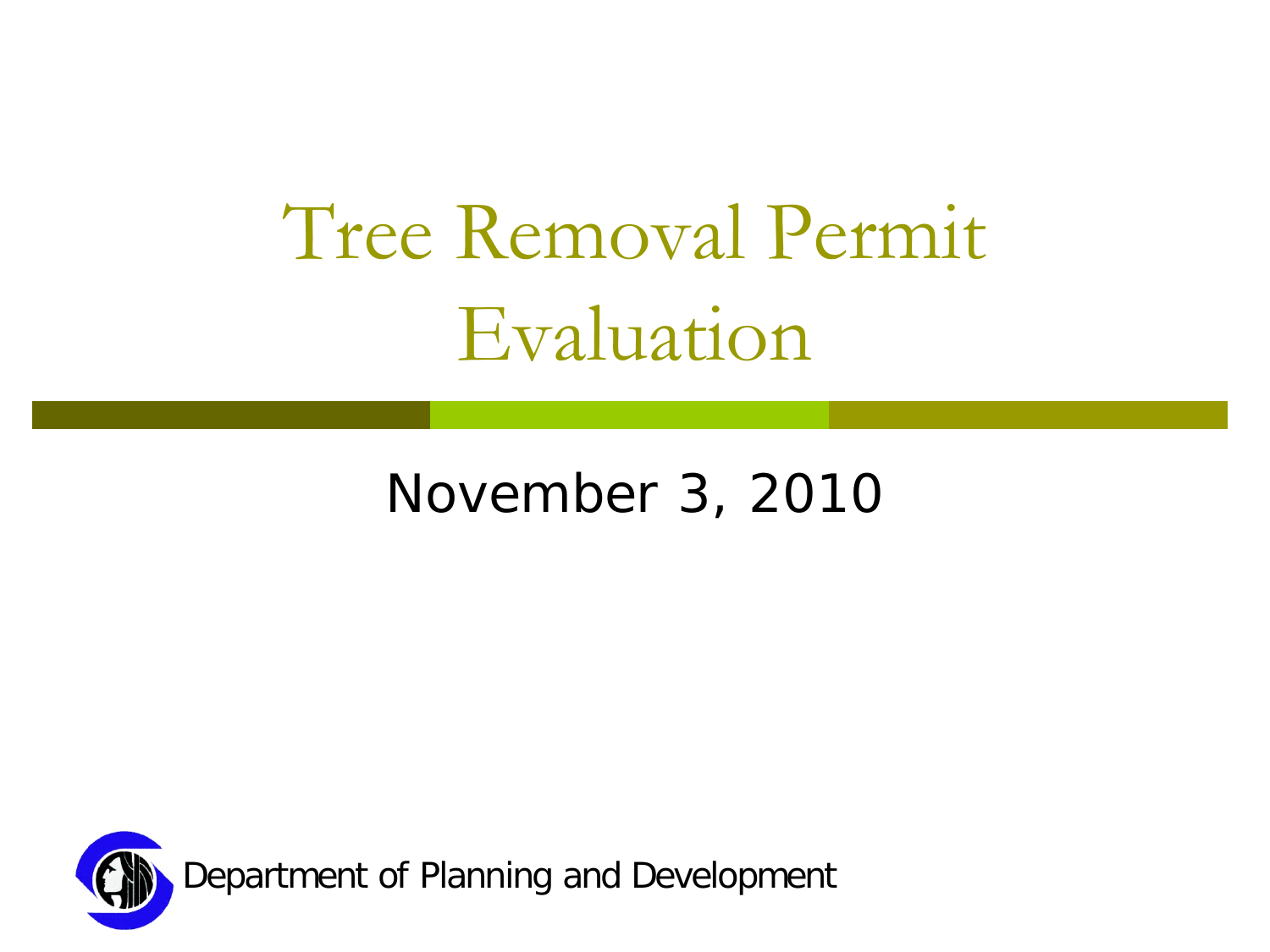# Tree Removal Permit Evaluation

November 3, 2010

Department of Planning and Development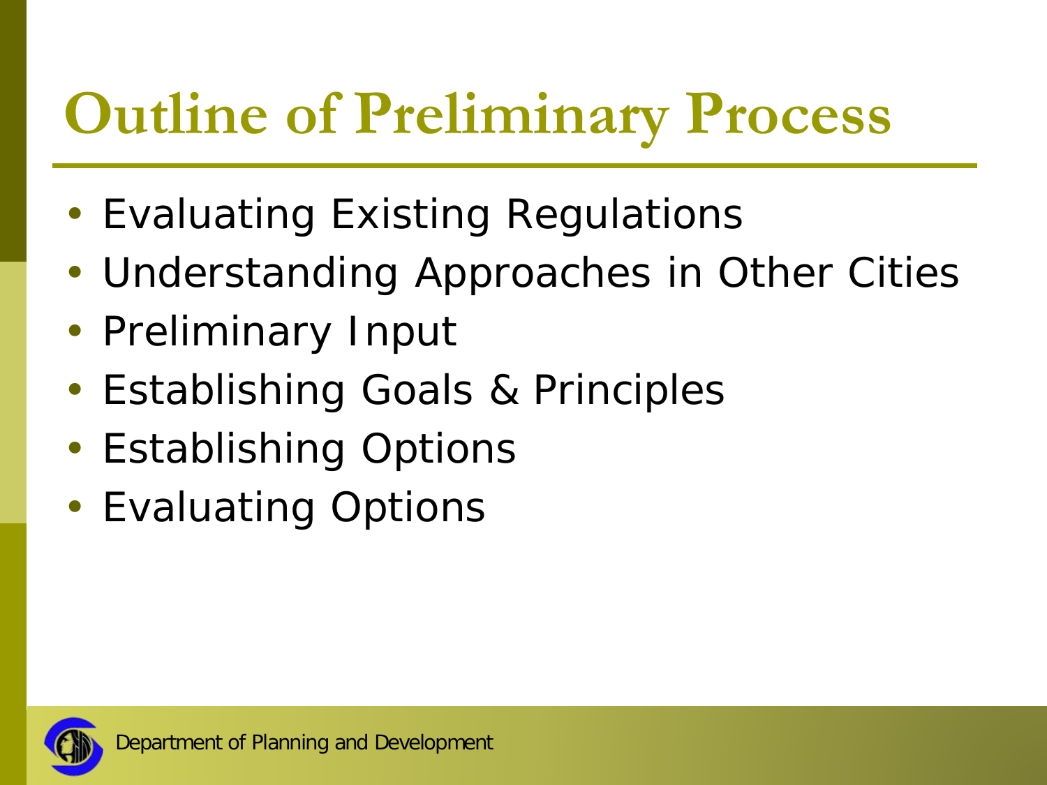# Outline of Preliminary Process

- Evaluating Existing Regulations
- Understanding Approaches in Other Cities
- Preliminary Input
- Establishing Goals & Principles
- Establishing Options
- Evaluating Options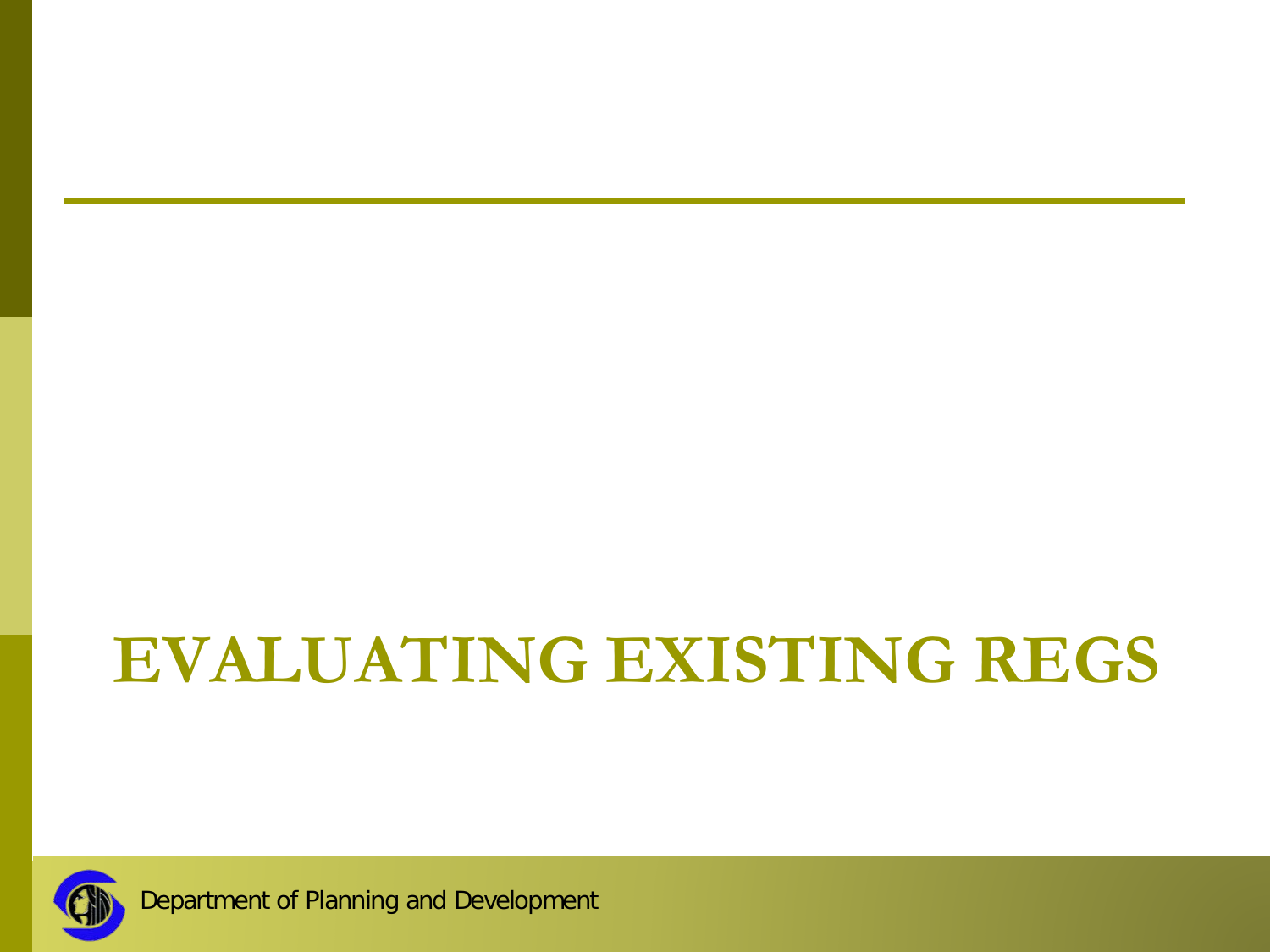# EVALUATING EXISTING REGS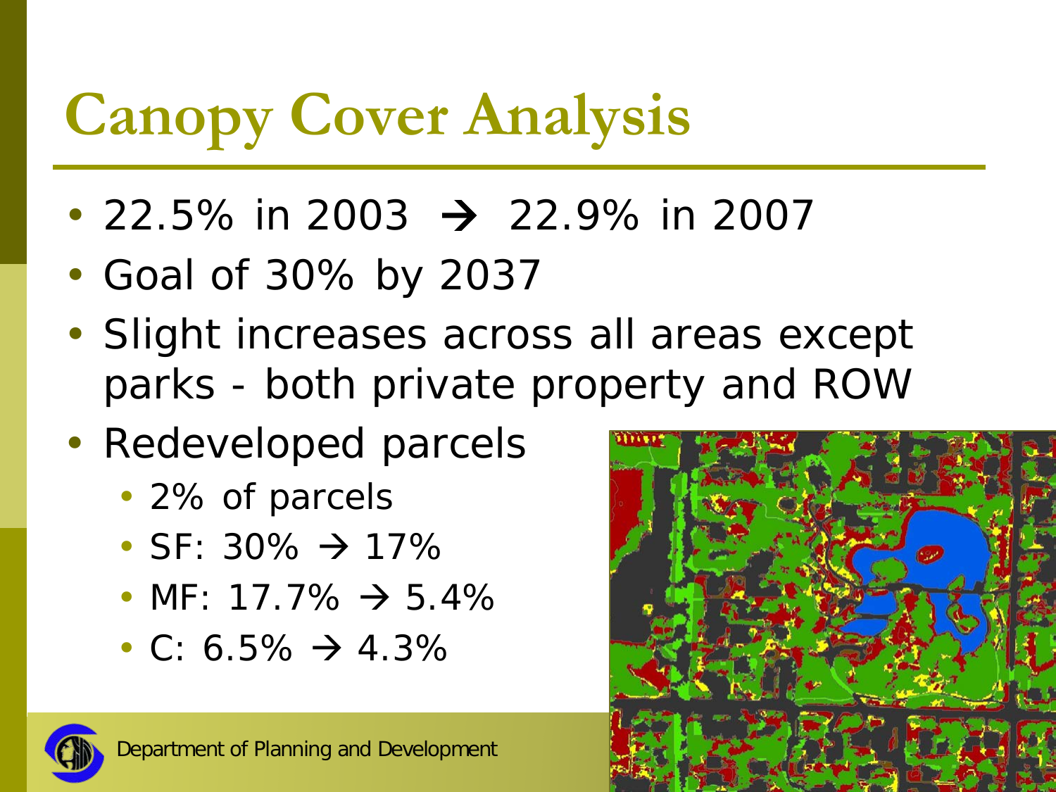# Canopy Cover Analysis

- 22.5% in 2003 → 22.9% in 2007
- Goal of 30% by 2037
- Slight increases across all areas except parks - both private property and ROW
- Redeveloped parcels
  - 2% of parcels
  - SF: 30% → 17%
  - MF: 17.7% → 5.4%
  - C: 6.5% → 4.3%

Department of Planning and Development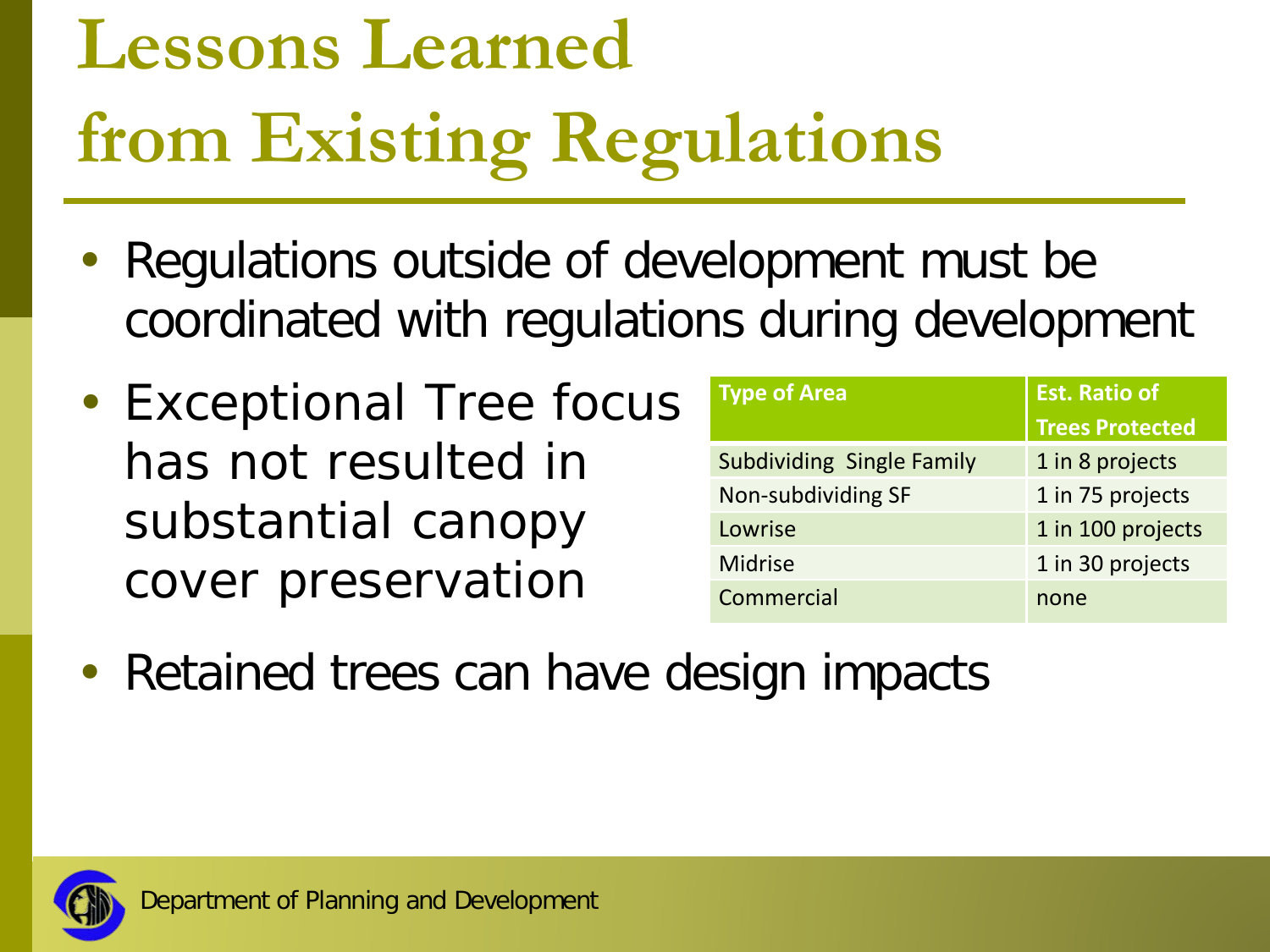# Lessons Learned from Existing Regulations

- Regulations outside of development must be coordinated with regulations during development
- Exceptional Tree focus has not resulted in substantial canopy cover preservation

| Type of Area | Est. Ratio of Trees Protected |
| --- | --- |
| Subdividing Single Family | 1 in 8 projects |
| Non-subdividing SF | 1 in 75 projects |
| Lowrise | 1 in 100 projects |
| Midrise | 1 in 30 projects |
| Commercial | none |

- Retained trees can have design impacts

Department of Planning and Development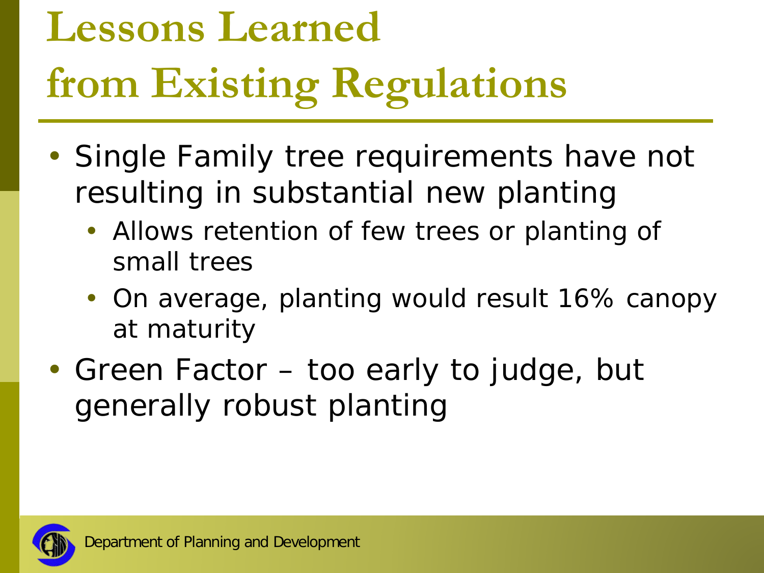# Lessons Learned from Existing Regulations

- Single Family tree requirements have not resulting in substantial new planting
  - Allows retention of few trees or planting of small trees
  - On average, planting would result 16% canopy at maturity
- Green Factor – too early to judge, but generally robust planting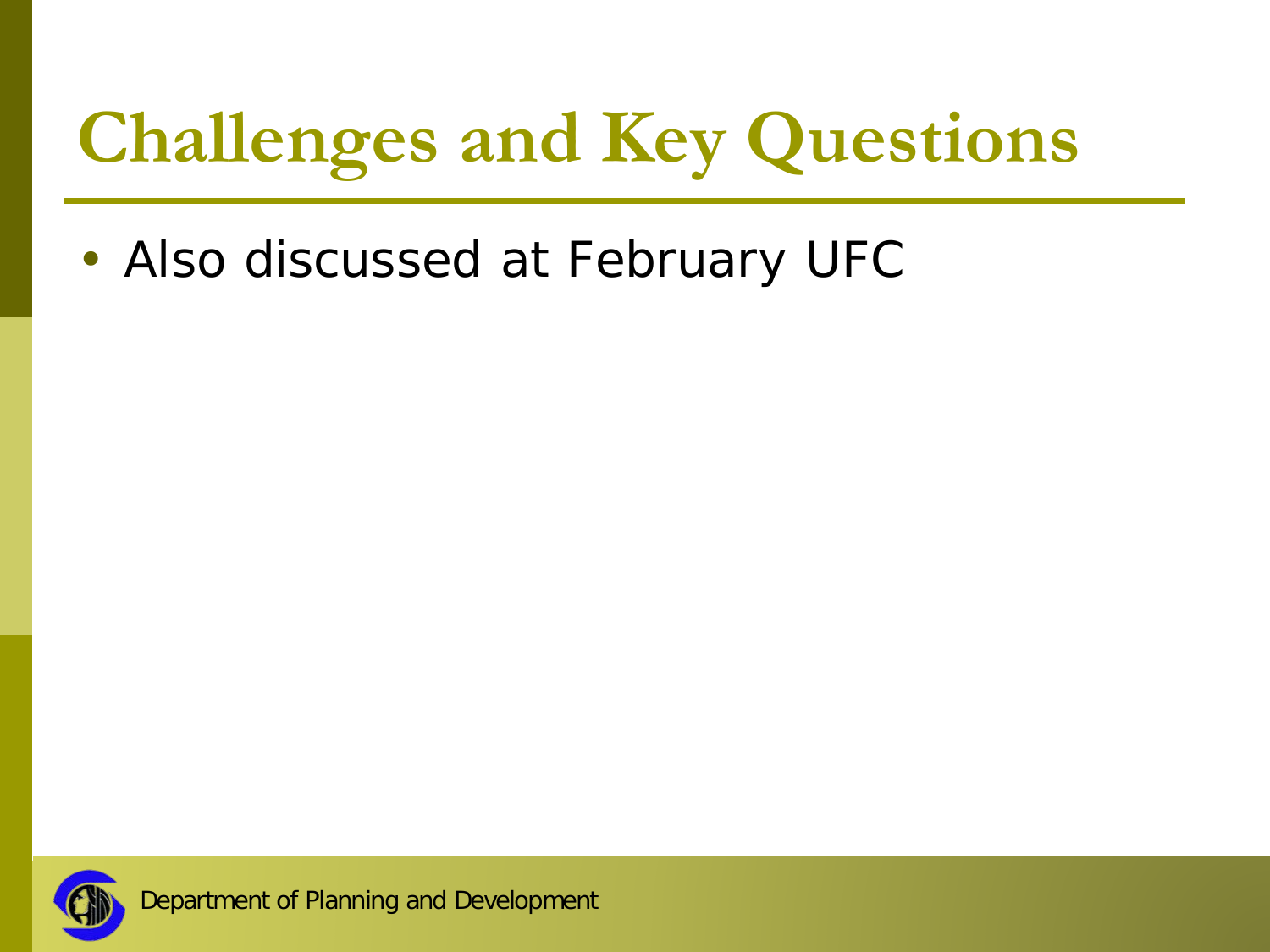# Challenges and Key Questions

- Also discussed at February UFC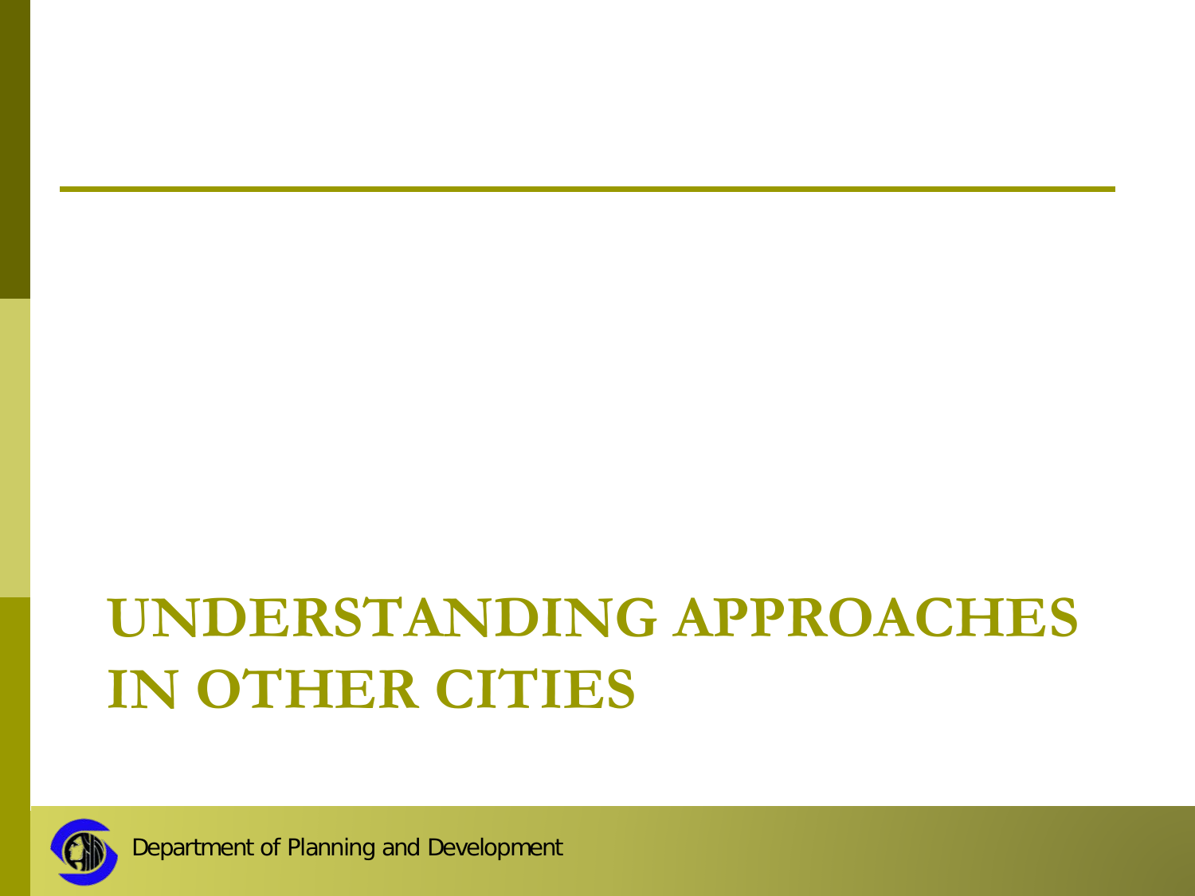# UNDERSTANDING APPROACHES IN OTHER CITIES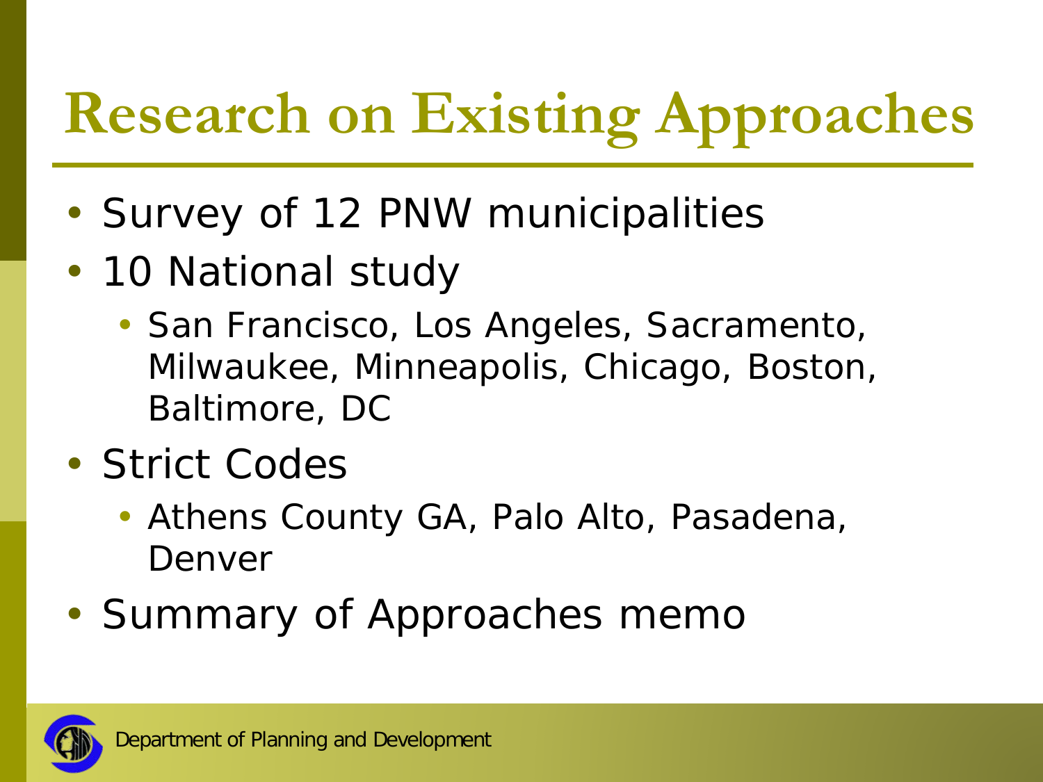# Research on Existing Approaches

- Survey of 12 PNW municipalities
- 10 National study
  - San Francisco, Los Angeles, Sacramento, Milwaukee, Minneapolis, Chicago, Boston, Baltimore, DC
- Strict Codes
  - Athens County GA, Palo Alto, Pasadena, Denver
- Summary of Approaches memo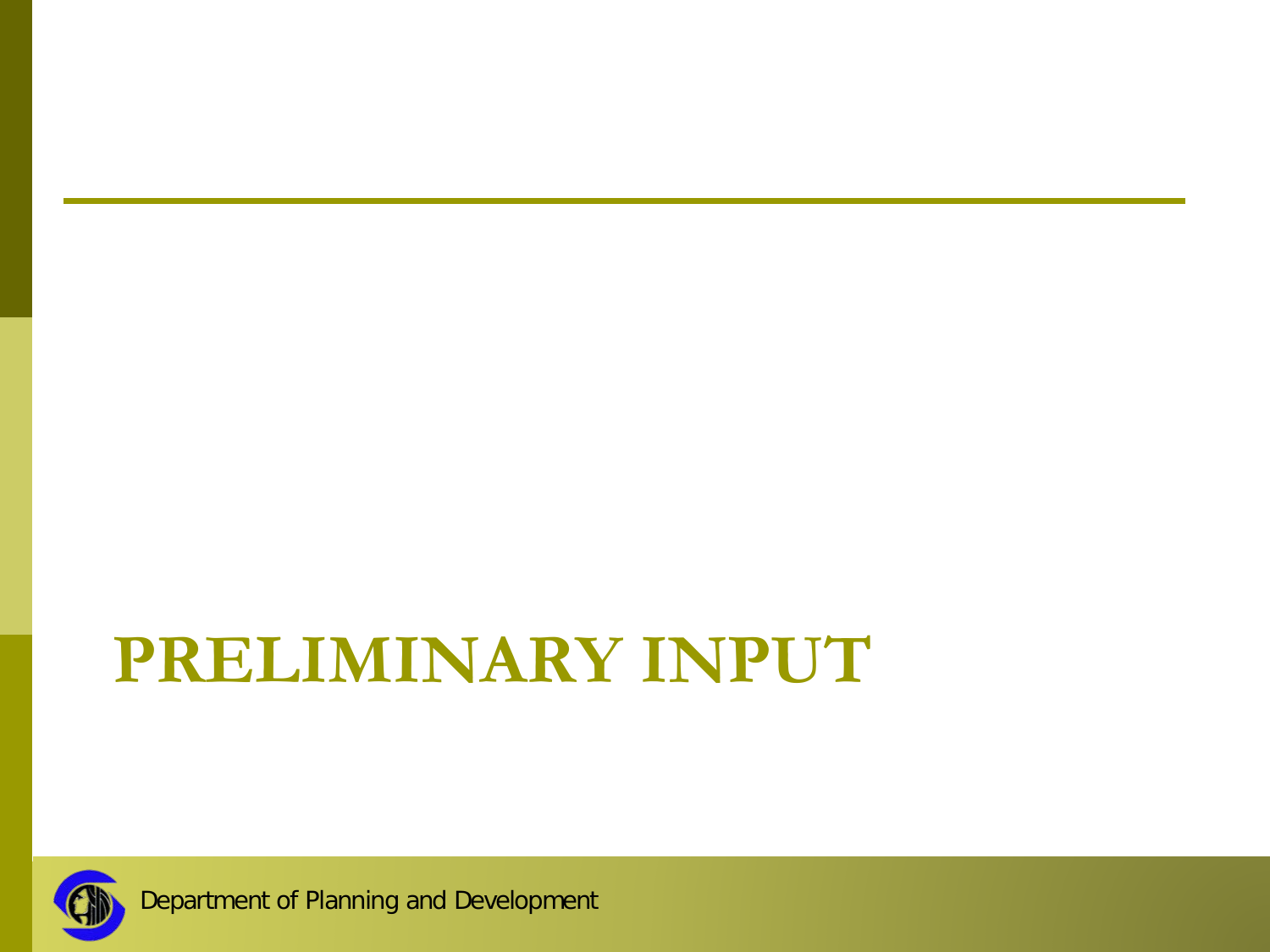# PRELIMINARY INPUT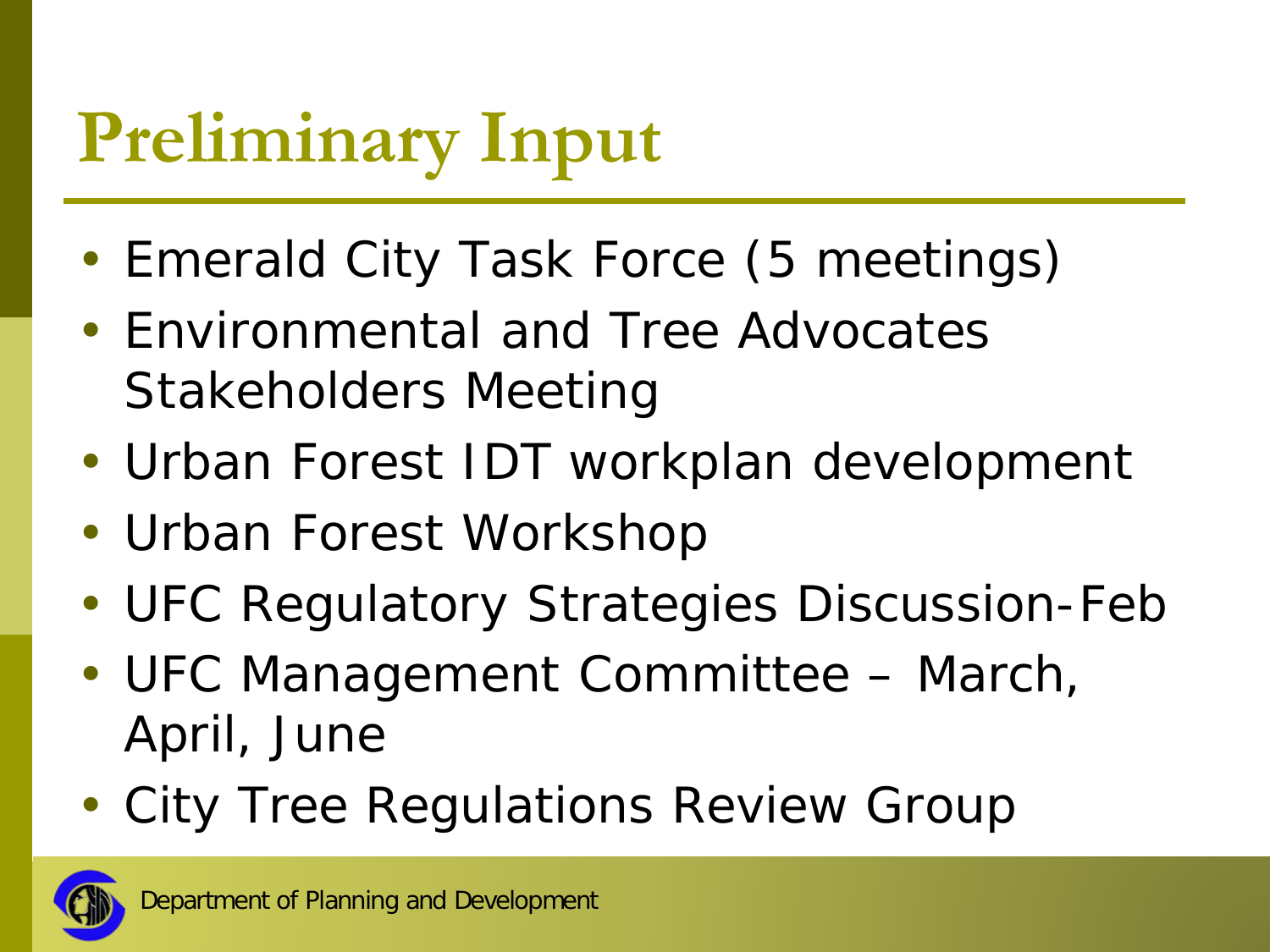# Preliminary Input

- Emerald City Task Force (5 meetings)
- Environmental and Tree Advocates Stakeholders Meeting
- Urban Forest IDT workplan development
- Urban Forest Workshop
- UFC Regulatory Strategies Discussion-Feb
- UFC Management Committee – March, April, June
- City Tree Regulations Review Group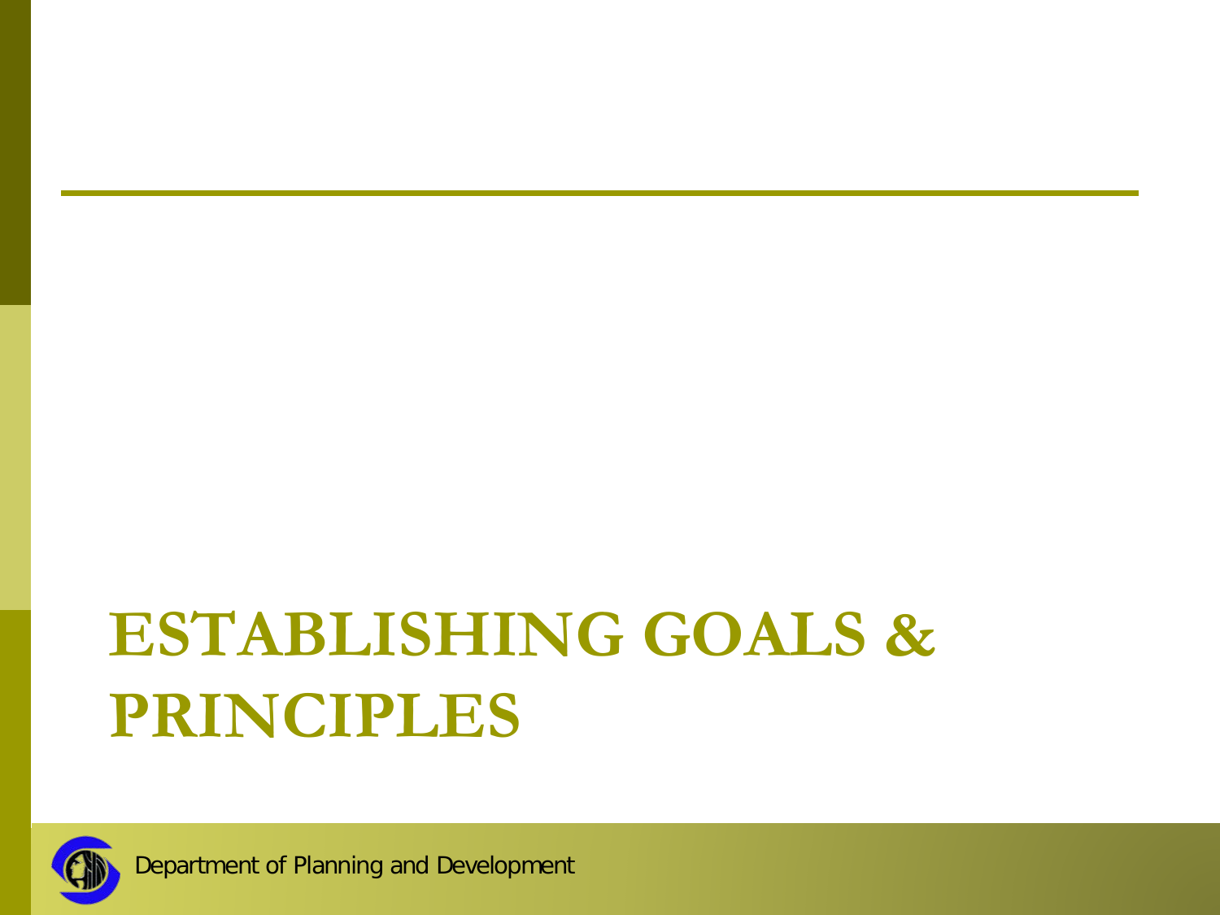# ESTABLISHING GOALS & PRINCIPLES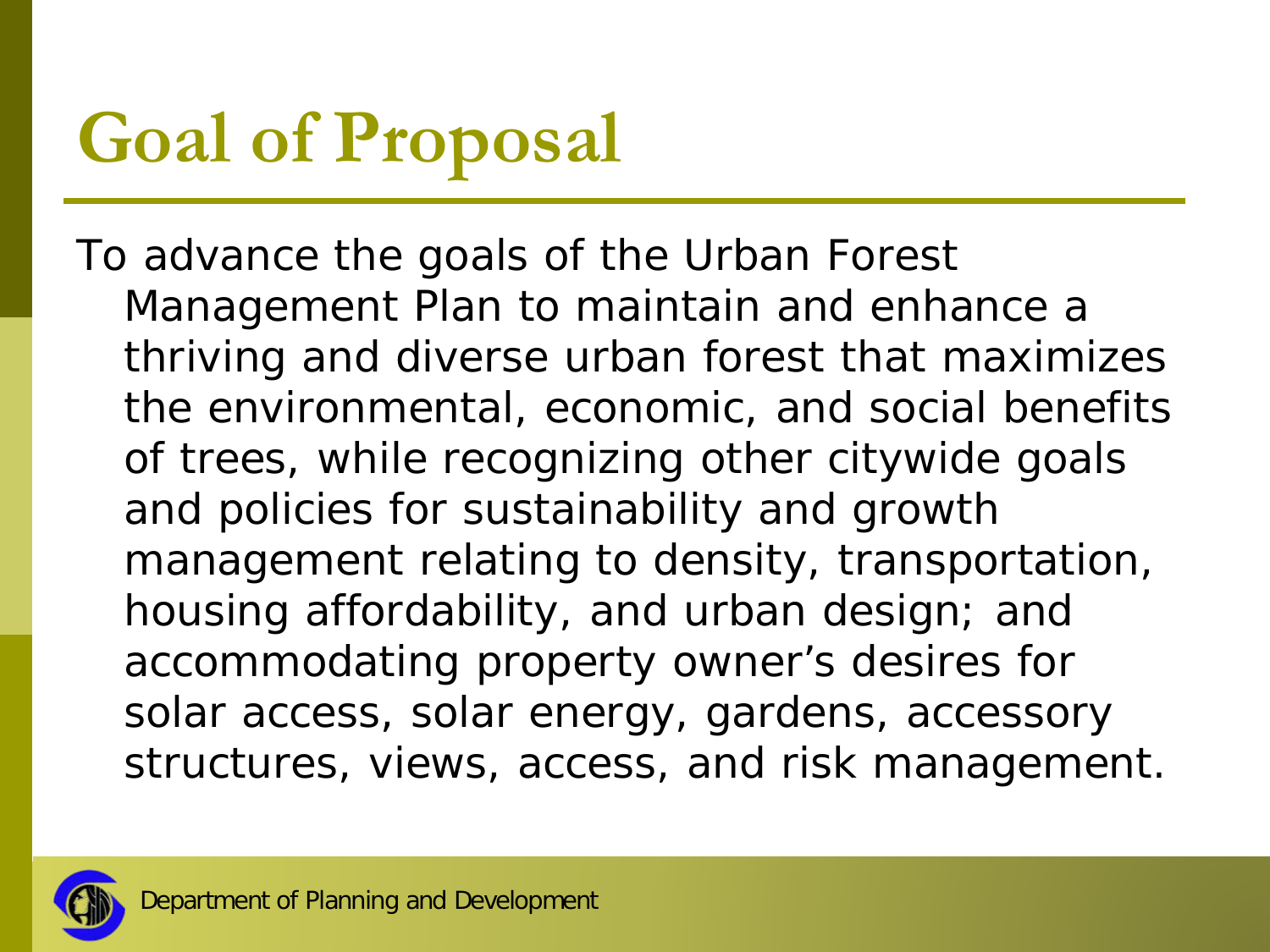# Goal of Proposal

To advance the goals of the Urban Forest Management Plan to maintain and enhance a thriving and diverse urban forest that maximizes the environmental, economic, and social benefits of trees, while recognizing other citywide goals and policies for sustainability and growth management relating to density, transportation, housing affordability, and urban design; and accommodating property owner's desires for solar access, solar energy, gardens, accessory structures, views, access, and risk management.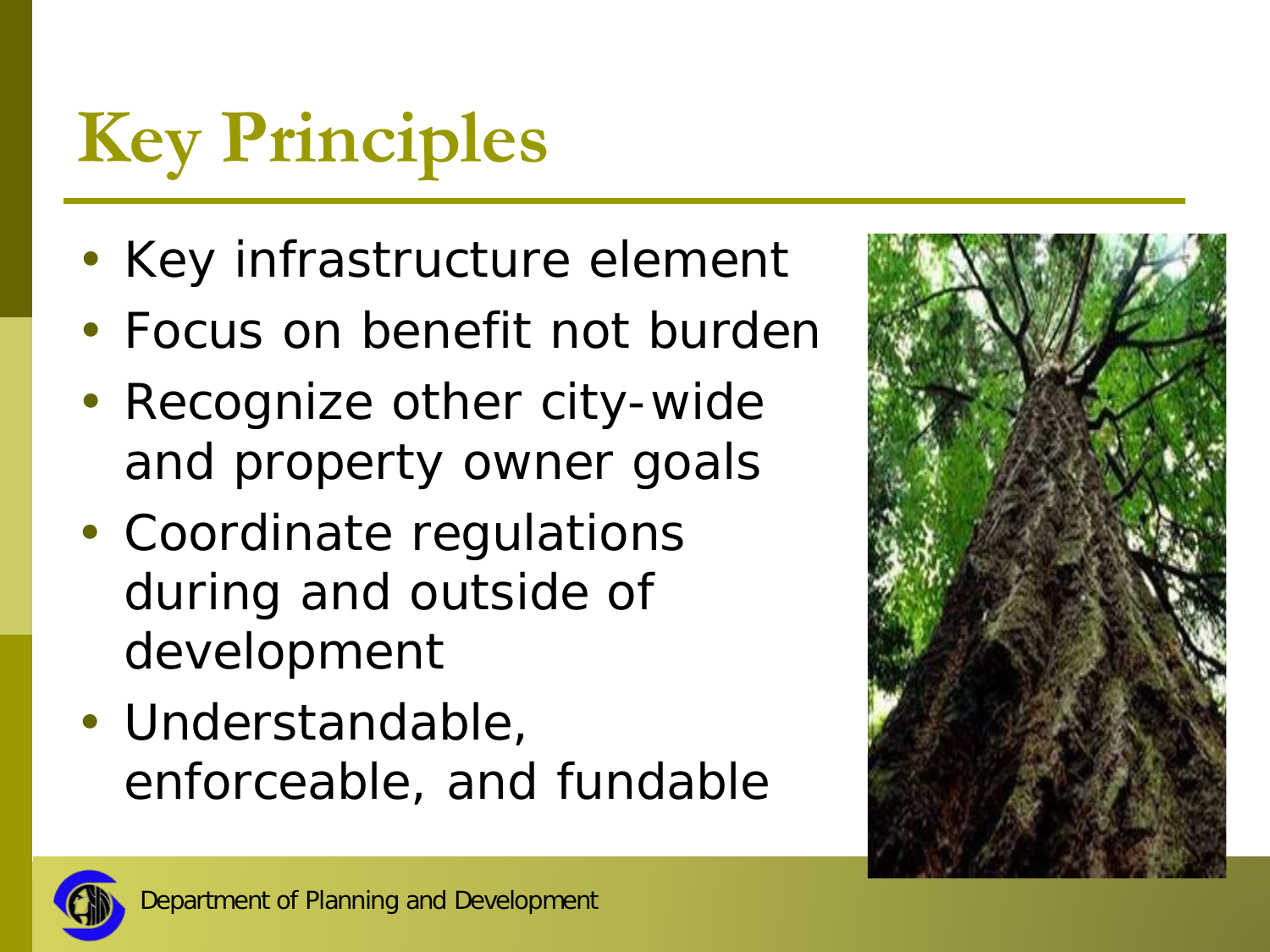# Key Principles

- Key infrastructure element
- Focus on benefit not burden
- Recognize other city-wide and property owner goals
- Coordinate regulations during and outside of development
- Understandable, enforceable, and fundable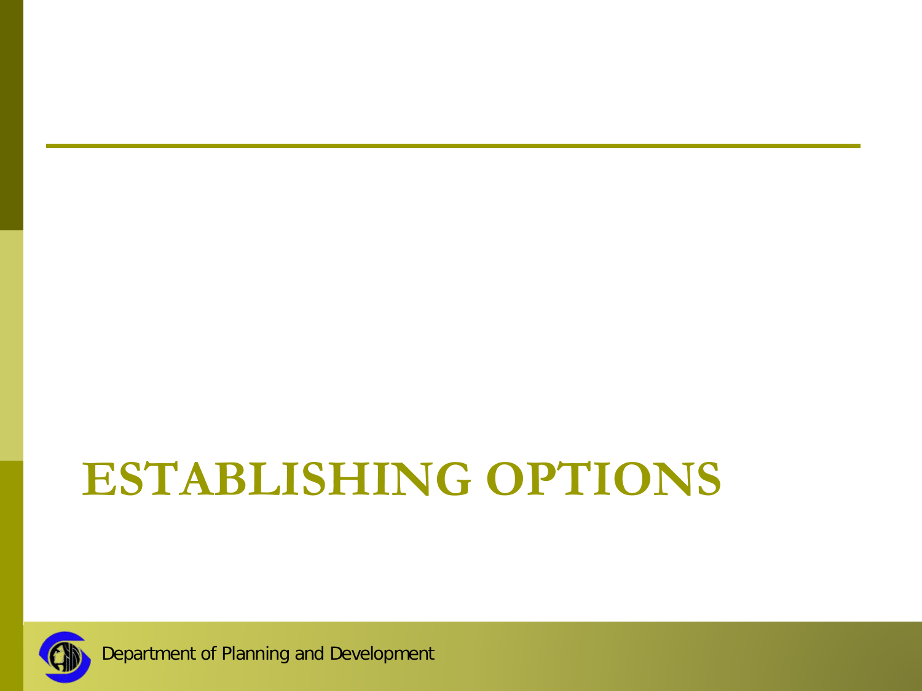# ESTABLISHING OPTIONS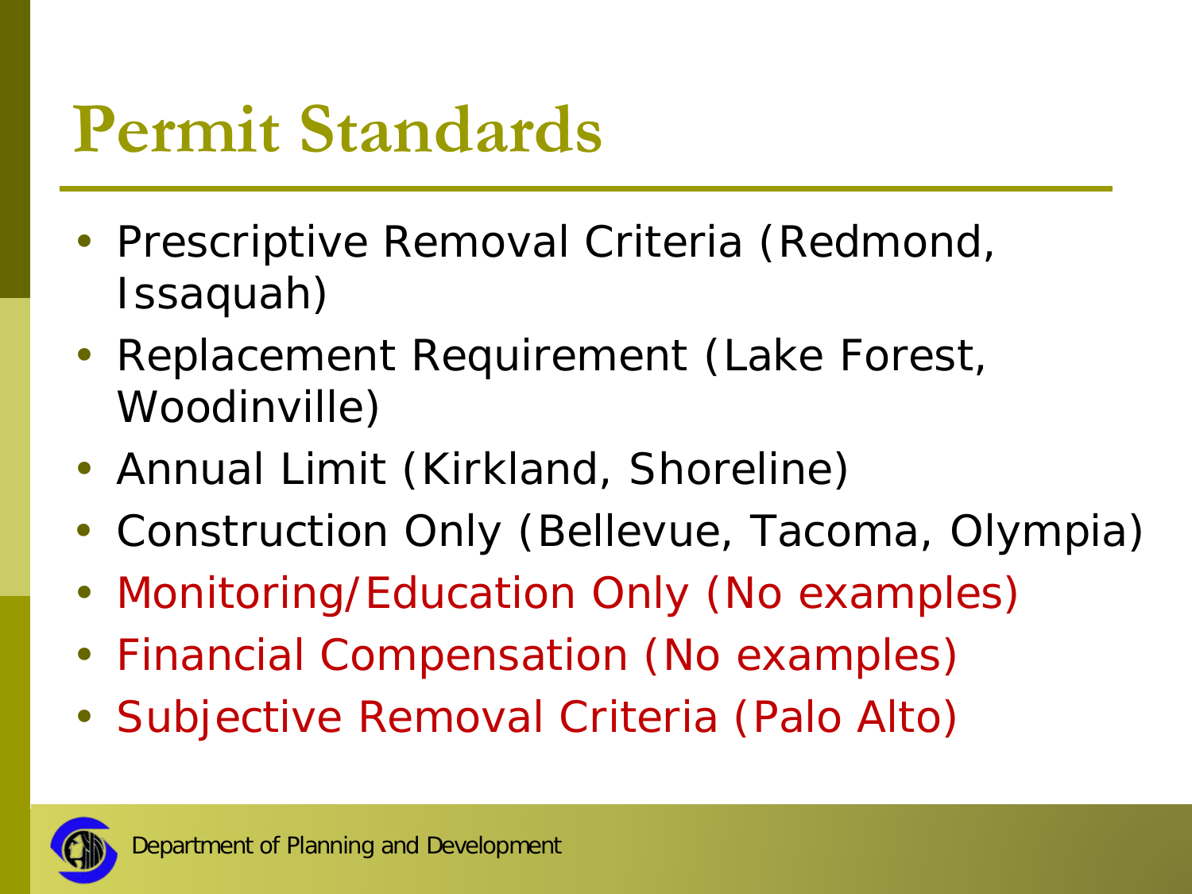# Permit Standards

- Prescriptive Removal Criteria (Redmond, Issaquah)
- Replacement Requirement (Lake Forest, Woodinville)
- Annual Limit (Kirkland, Shoreline)
- Construction Only (Bellevue, Tacoma, Olympia)
- Monitoring/Education Only (No examples)
- Financial Compensation (No examples)
- Subjective Removal Criteria (Palo Alto)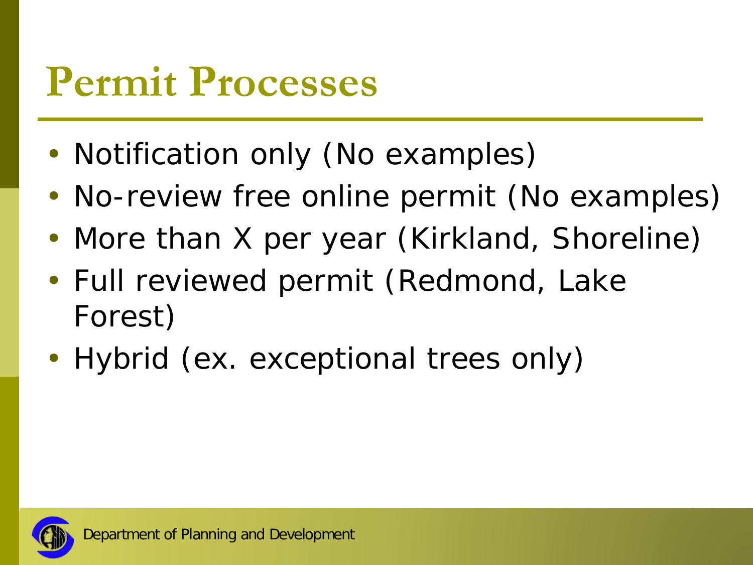# Permit Processes

- Notification only (No examples)
- No-review free online permit (No examples)
- More than X per year (Kirkland, Shoreline)
- Full reviewed permit (Redmond, Lake Forest)
- Hybrid (ex. exceptional trees only)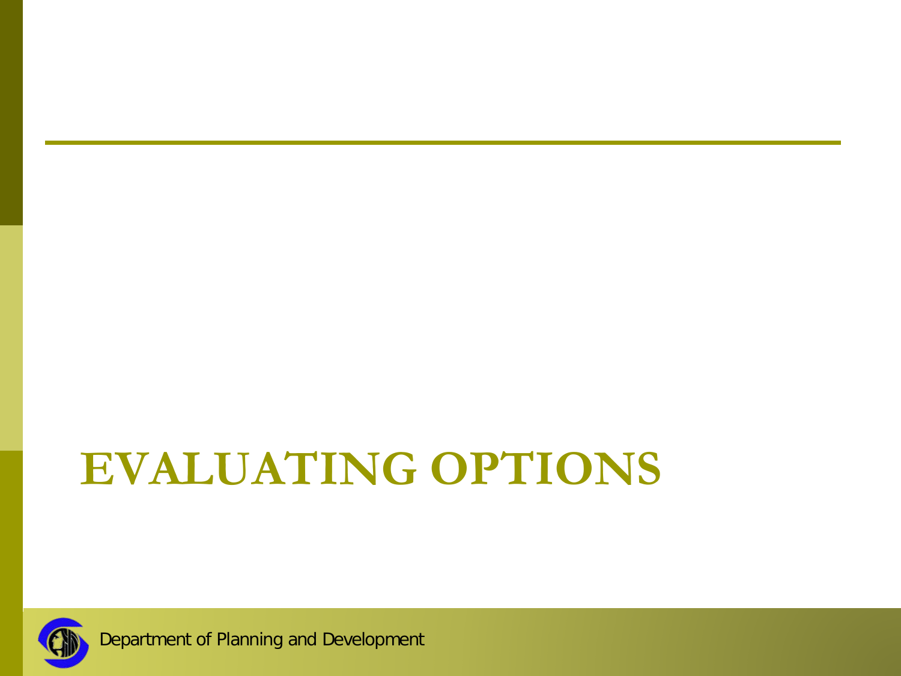# EVALUATING OPTIONS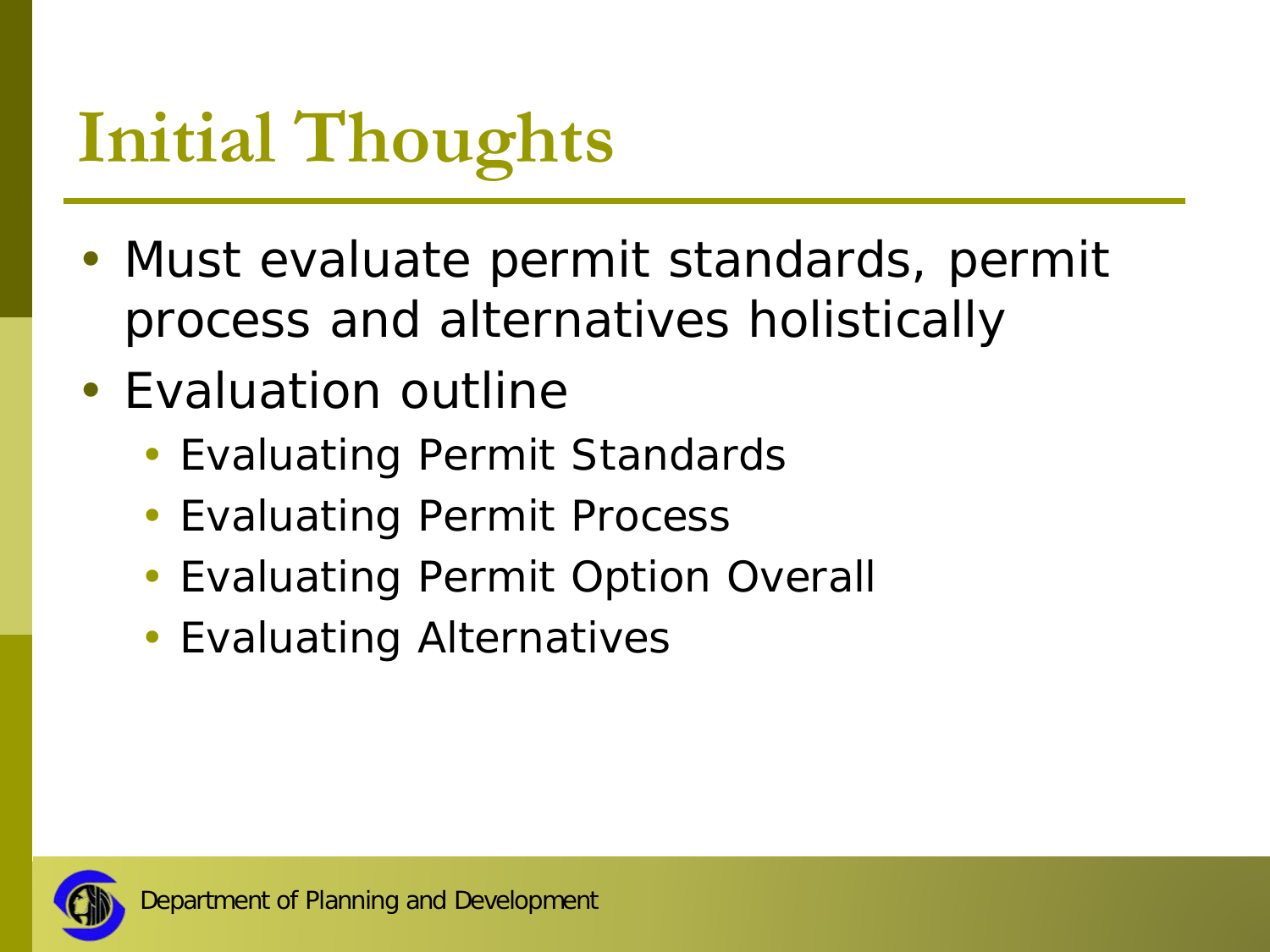# Initial Thoughts

- Must evaluate permit standards, permit process and alternatives holistically
- Evaluation outline
  - Evaluating Permit Standards
  - Evaluating Permit Process
  - Evaluating Permit Option Overall
  - Evaluating Alternatives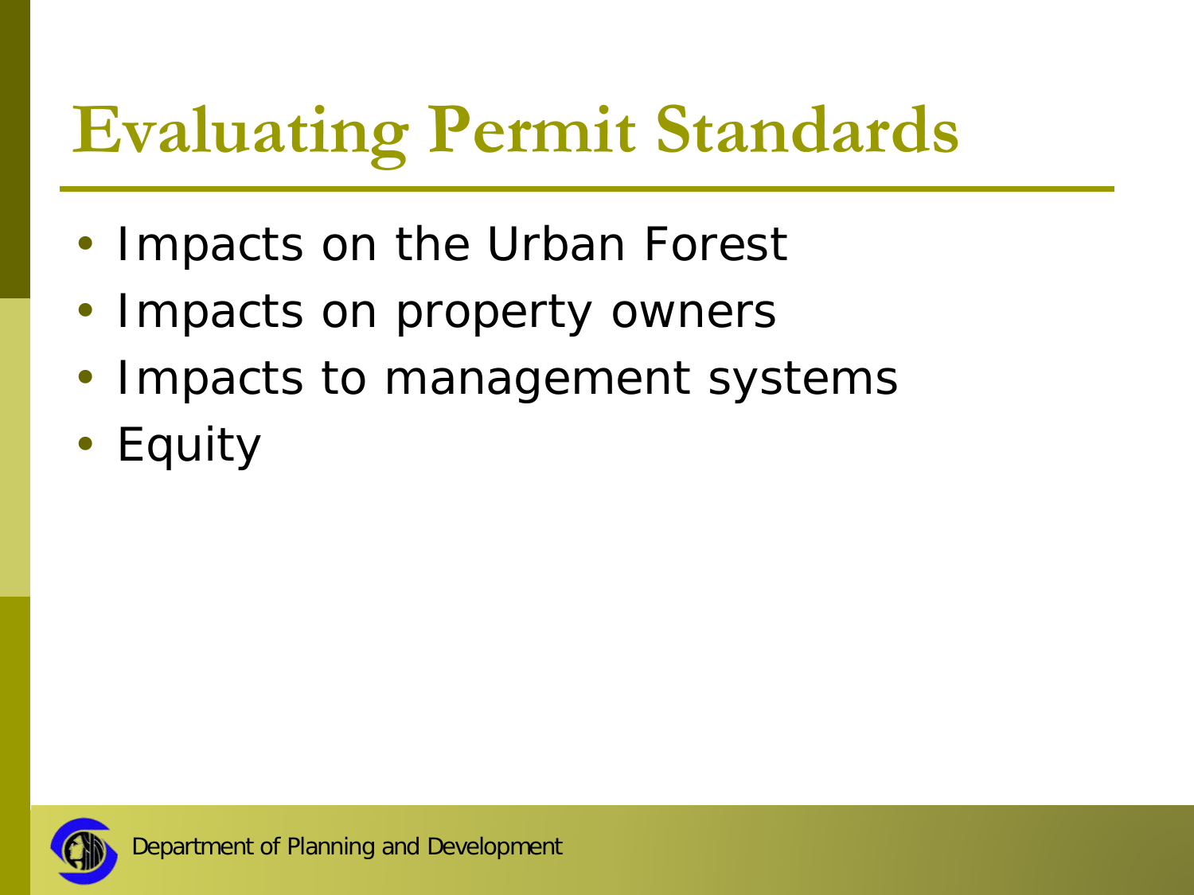# Evaluating Permit Standards

- Impacts on the Urban Forest
- Impacts on property owners
- Impacts to management systems
- Equity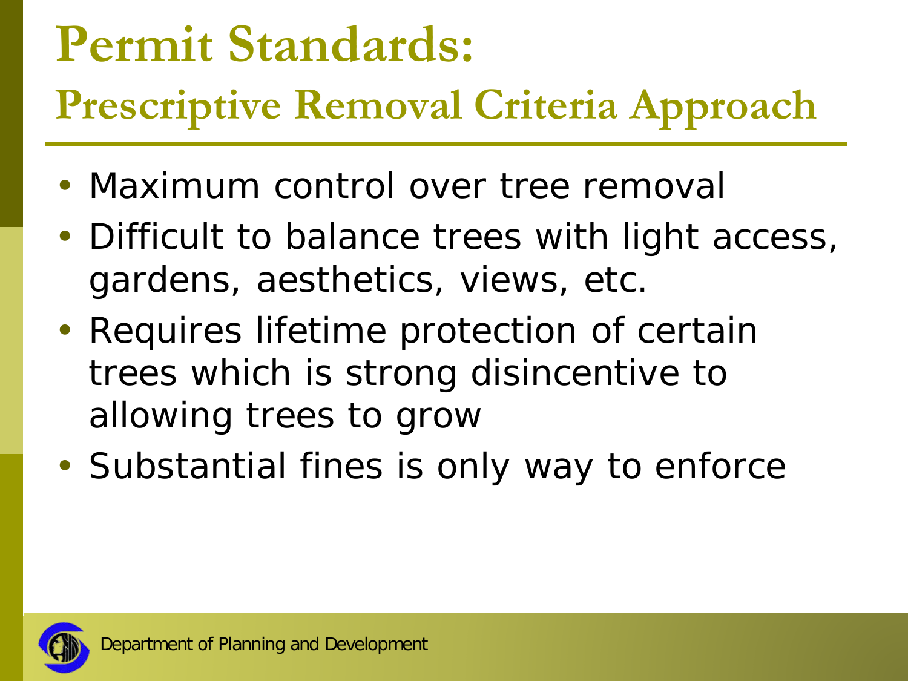# Permit Standards:

## Prescriptive Removal Criteria Approach

- Maximum control over tree removal
- Difficult to balance trees with light access, gardens, aesthetics, views, etc.
- Requires lifetime protection of certain trees which is strong disincentive to allowing trees to grow
- Substantial fines is only way to enforce

Department of Planning and Development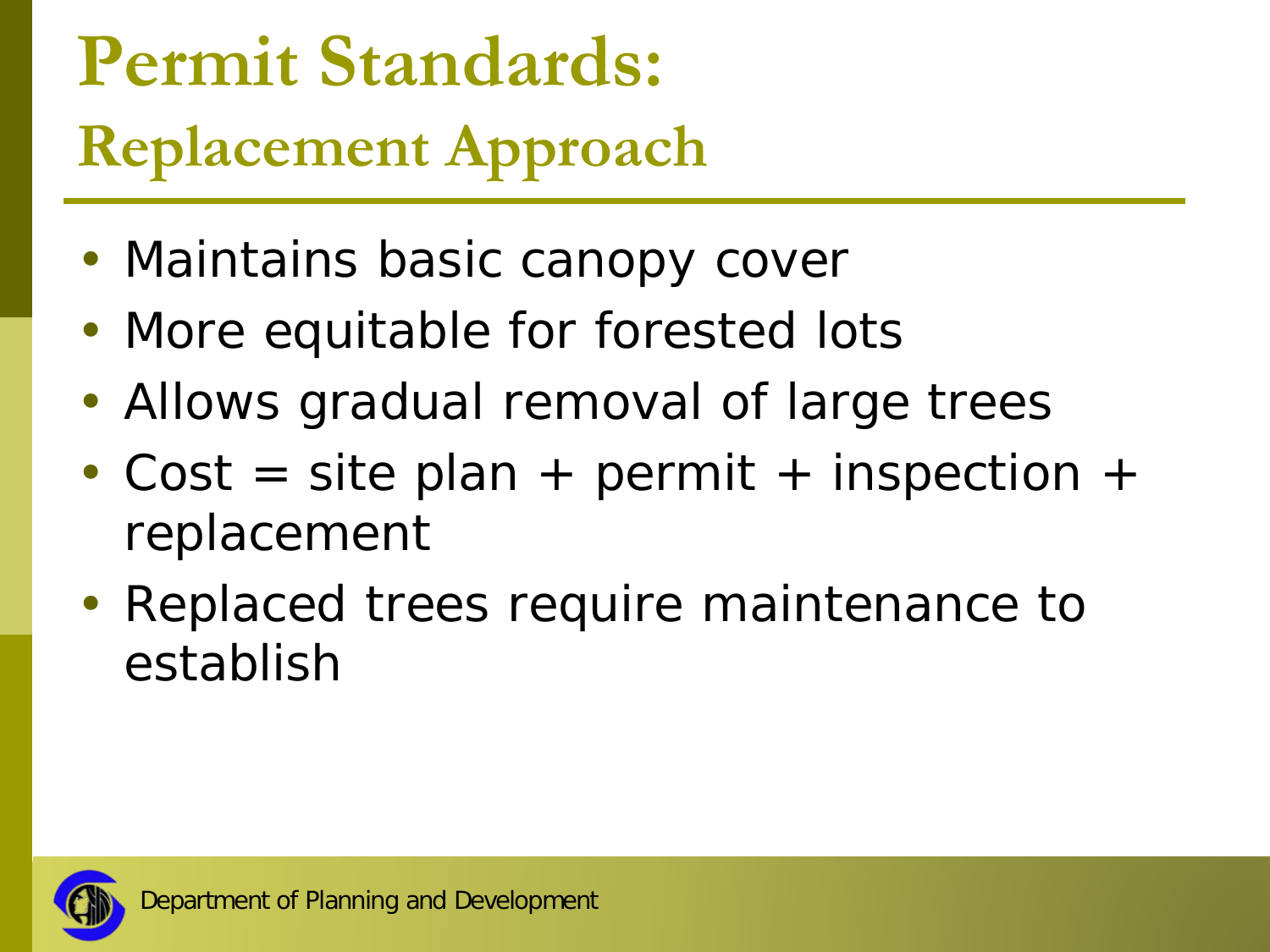# Permit Standards:

## Replacement Approach

- Maintains basic canopy cover
- More equitable for forested lots
- Allows gradual removal of large trees
- Cost = site plan + permit + inspection + replacement
- Replaced trees require maintenance to establish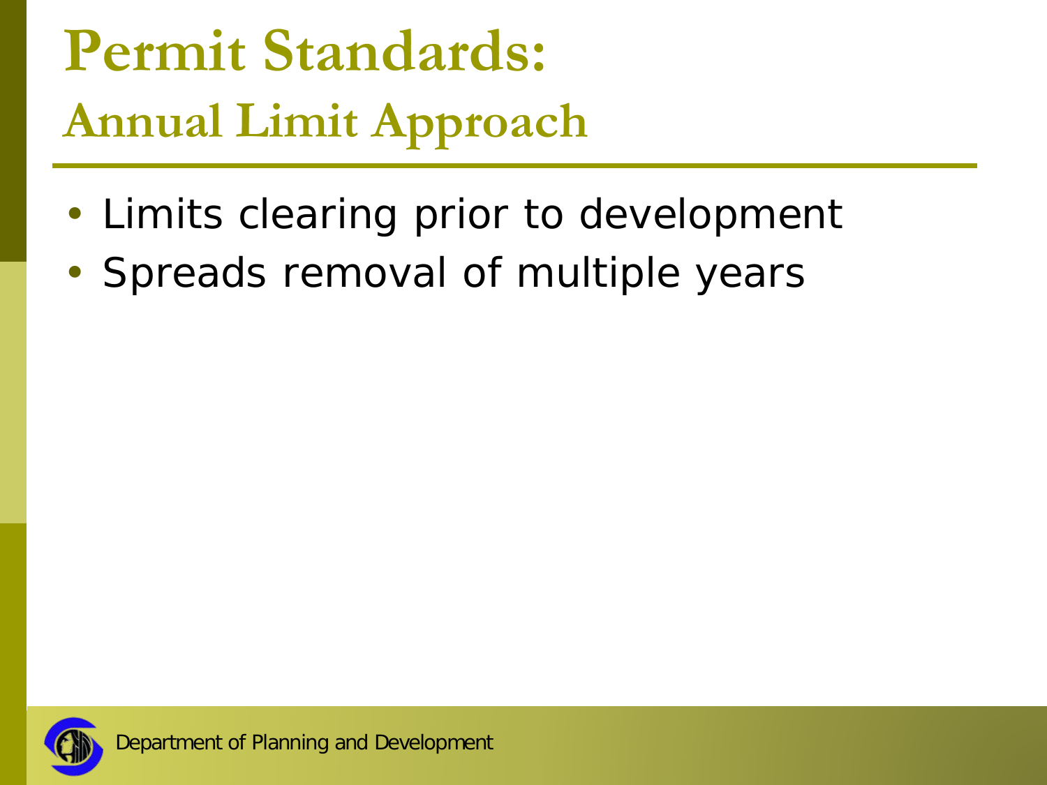# Permit Standards:

## Annual Limit Approach

- Limits clearing prior to development
- Spreads removal of multiple years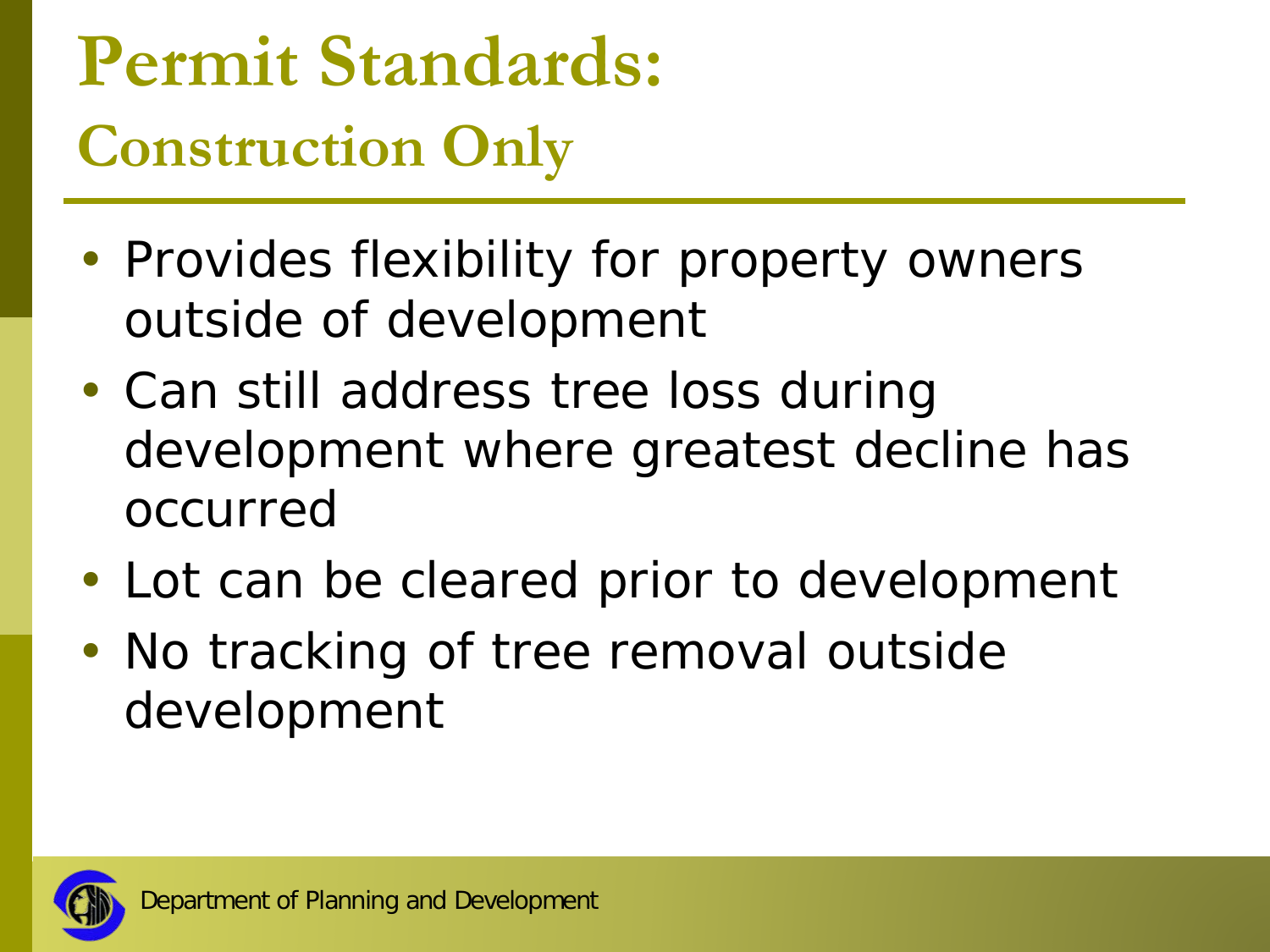# Permit Standards:

## Construction Only

- Provides flexibility for property owners outside of development
- Can still address tree loss during development where greatest decline has occurred
- Lot can be cleared prior to development
- No tracking of tree removal outside development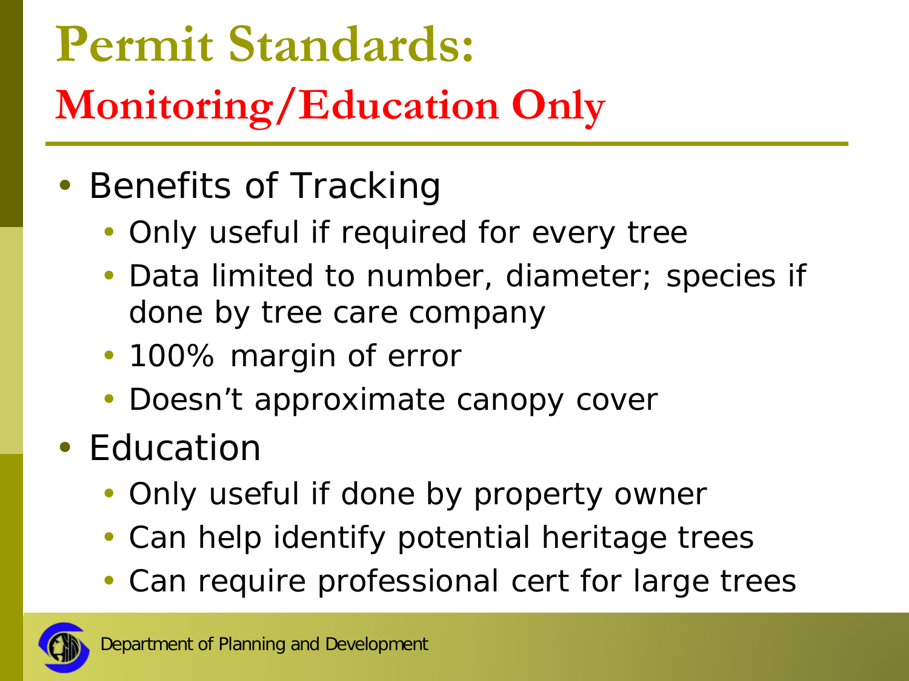# Permit Standards:

## Monitoring/Education Only

- Benefits of Tracking
  - Only useful if required for every tree
  - Data limited to number, diameter; species if done by tree care company
  - 100% margin of error
  - Doesn't approximate canopy cover
- Education
  - Only useful if done by property owner
  - Can help identify potential heritage trees
  - Can require professional cert for large trees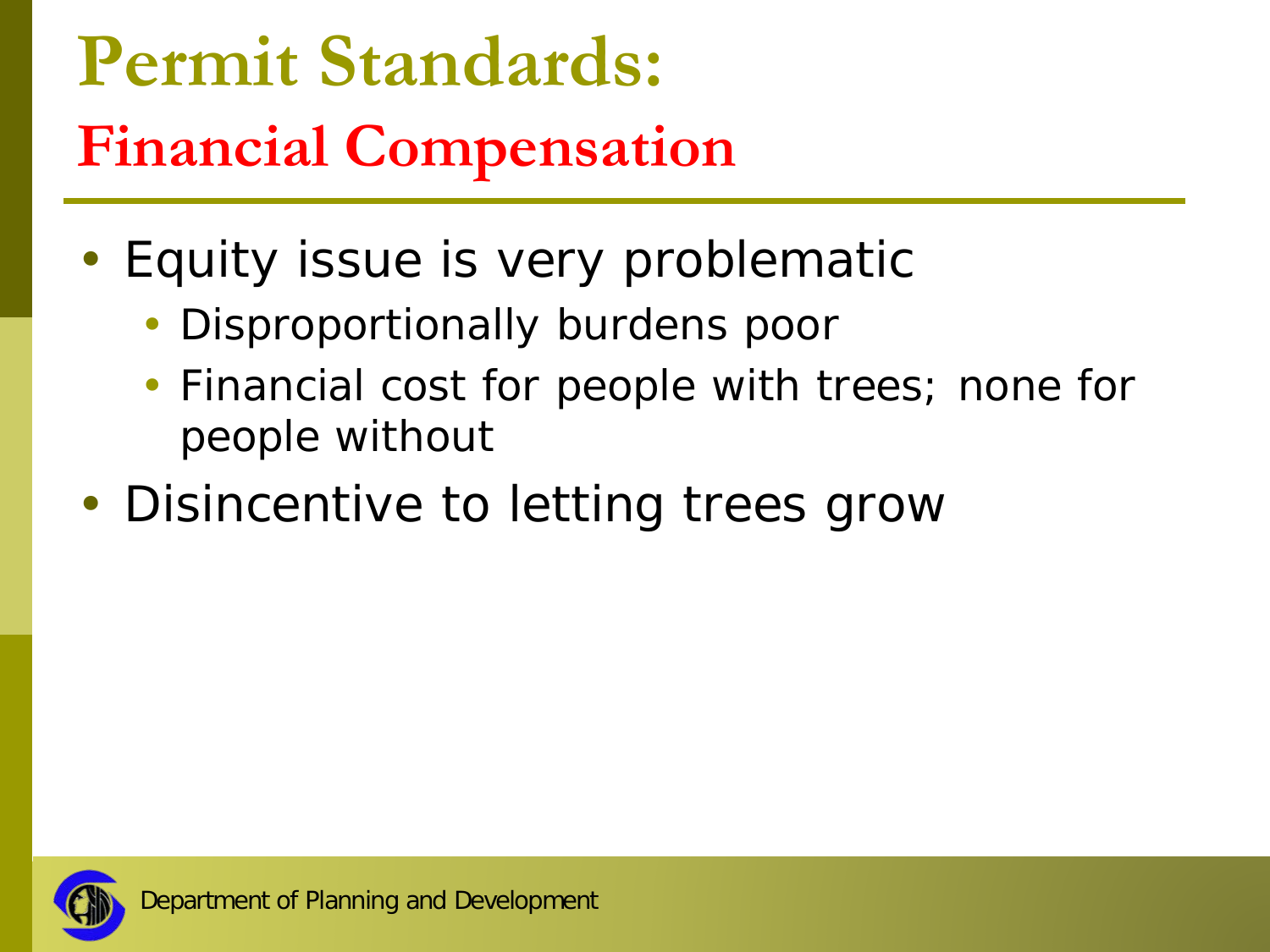# Permit Standards:

## Financial Compensation

- Equity issue is very problematic
  - Disproportionally burdens poor
  - Financial cost for people with trees; none for people without
- Disincentive to letting trees grow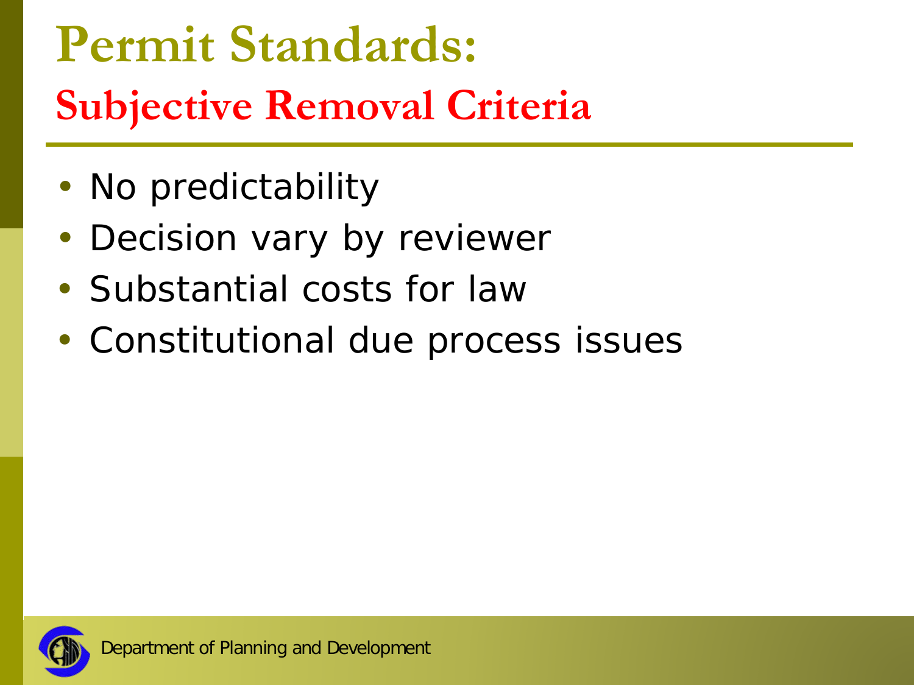# Permit Standards:

## Subjective Removal Criteria

- No predictability
- Decision vary by reviewer
- Substantial costs for law
- Constitutional due process issues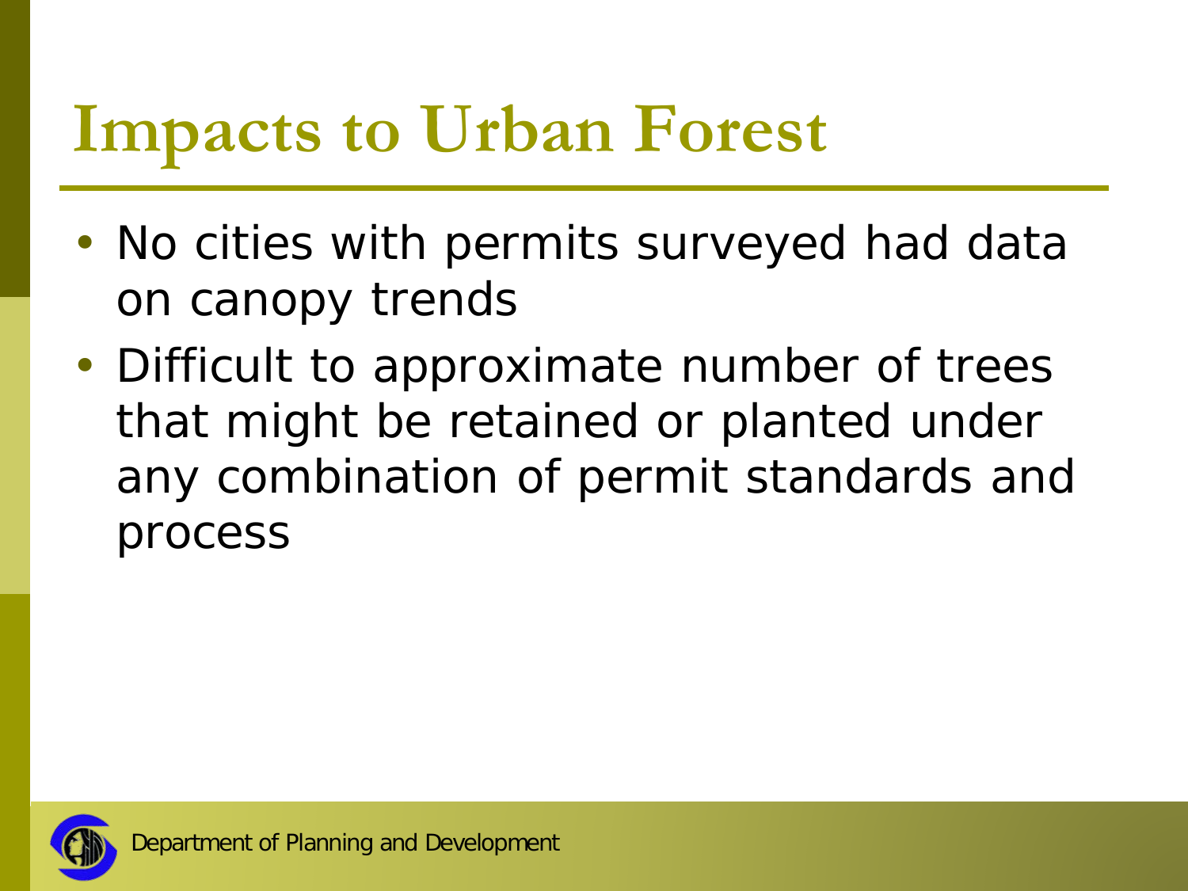# Impacts to Urban Forest

- No cities with permits surveyed had data on canopy trends
- Difficult to approximate number of trees that might be retained or planted under any combination of permit standards and process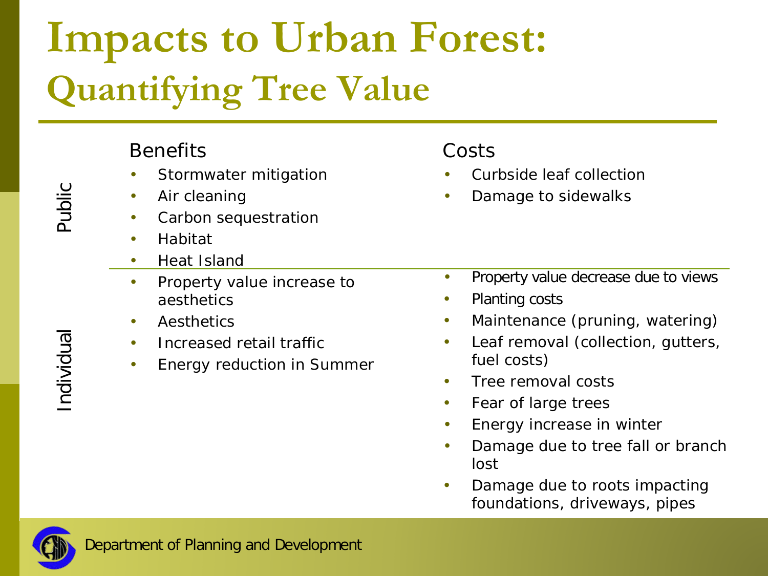# Impacts to Urban Forest:

## Quantifying Tree Value

| | Benefits | Costs |
|---|---|---|
| Public | • Stormwater mitigation<br>• Air cleaning<br>• Carbon sequestration<br>• Habitat<br>• Heat Island | • Curbside leaf collection<br>• Damage to sidewalks |
| Individual | • Property value increase to aesthetics<br>• Aesthetics<br>• Increased retail traffic<br>• Energy reduction in Summer | • Property value decrease due to views<br>• Planting costs<br>• Maintenance (pruning, watering)<br>• Leaf removal (collection, gutters, fuel costs)<br>• Tree removal costs<br>• Fear of large trees<br>• Energy increase in winter<br>• Damage due to tree fall or branch lost<br>• Damage due to roots impacting foundations, driveways, pipes |

Department of Planning and Development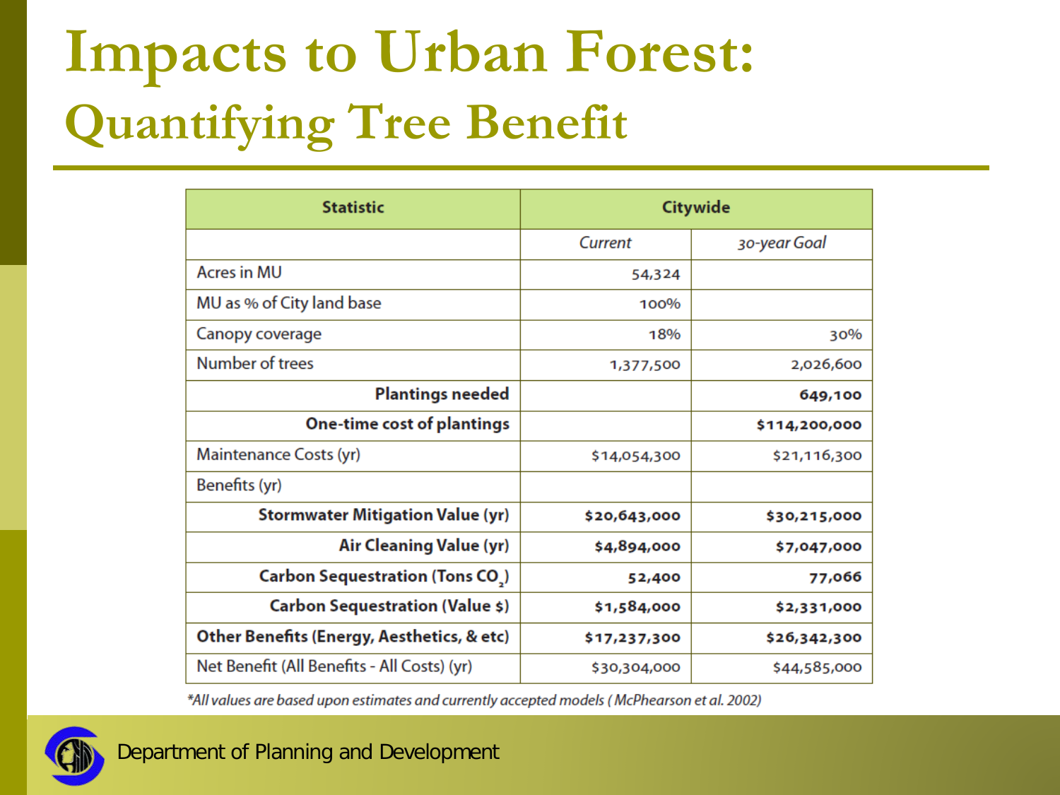# Impacts to Urban Forest:
## Quantifying Tree Benefit

| Statistic | Citywide | |
|---|---|---|
| | *Current* | *30-year Goal* |
| Acres in MU | 54,324 | |
| MU as % of City land base | 100% | |
| Canopy coverage | 18% | 30% |
| Number of trees | 1,377,500 | 2,026,600 |
| **Plantings needed** | | **649,100** |
| **One-time cost of plantings** | | **$114,200,000** |
| Maintenance Costs (yr) | $14,054,300 | $21,116,300 |
| Benefits (yr) | | |
| **Stormwater Mitigation Value (yr)** | **$20,643,000** | **$30,215,000** |
| **Air Cleaning Value (yr)** | **$4,894,000** | **$7,047,000** |
| **Carbon Sequestration (Tons $CO_2$)** | **52,400** | **77,066** |
| **Carbon Sequestration (Value $)** | **$1,584,000** | **$2,331,000** |
| **Other Benefits (Energy, Aesthetics, & etc)** | **$17,237,300** | **$26,342,300** |
| Net Benefit (All Benefits - All Costs) (yr) | $30,304,000 | $44,585,000 |

*\*All values are based upon estimates and currently accepted models ( McPhearson et al. 2002)*

Department of Planning and Development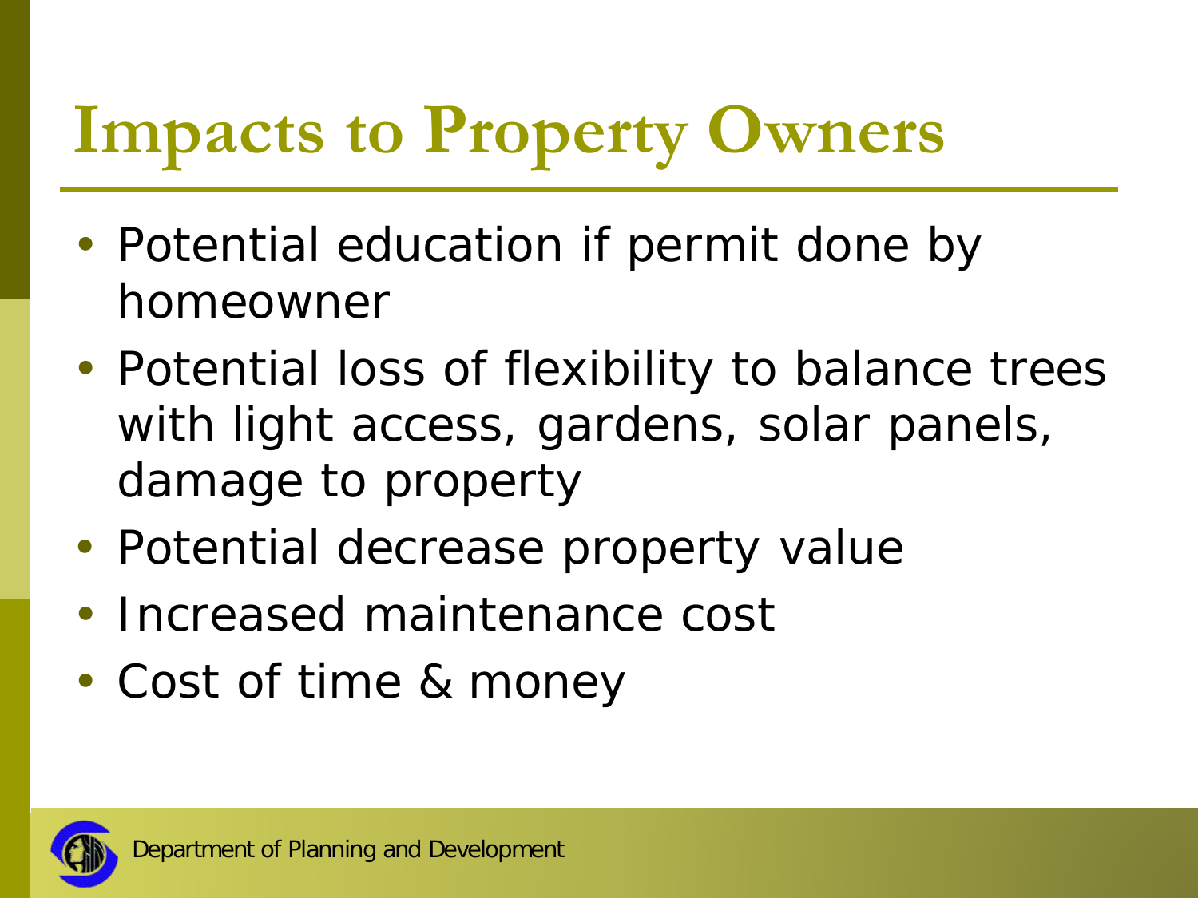# Impacts to Property Owners

- Potential education if permit done by homeowner
- Potential loss of flexibility to balance trees with light access, gardens, solar panels, damage to property
- Potential decrease property value
- Increased maintenance cost
- Cost of time & money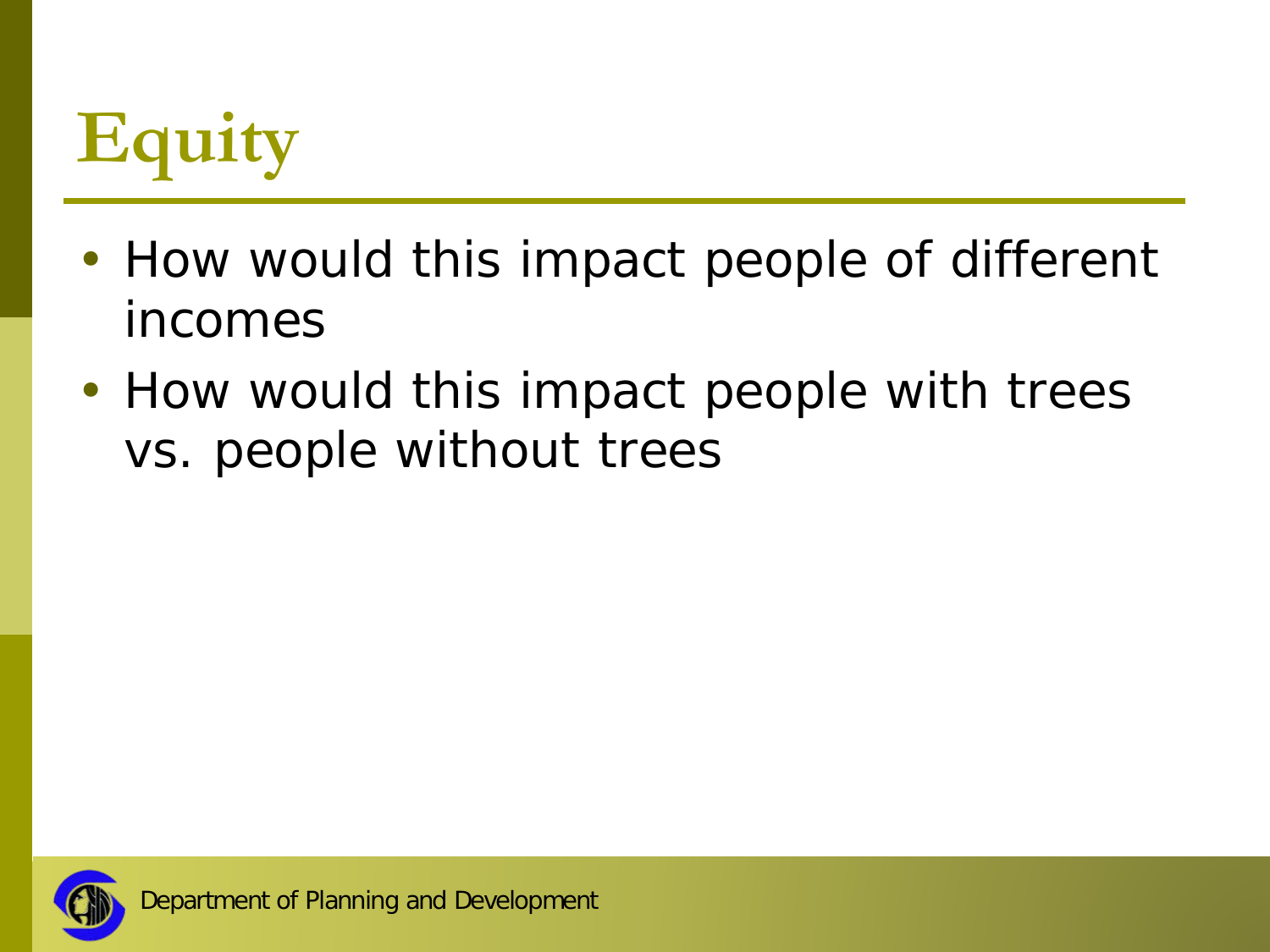# Equity

- How would this impact people of different incomes
- How would this impact people with trees vs. people without trees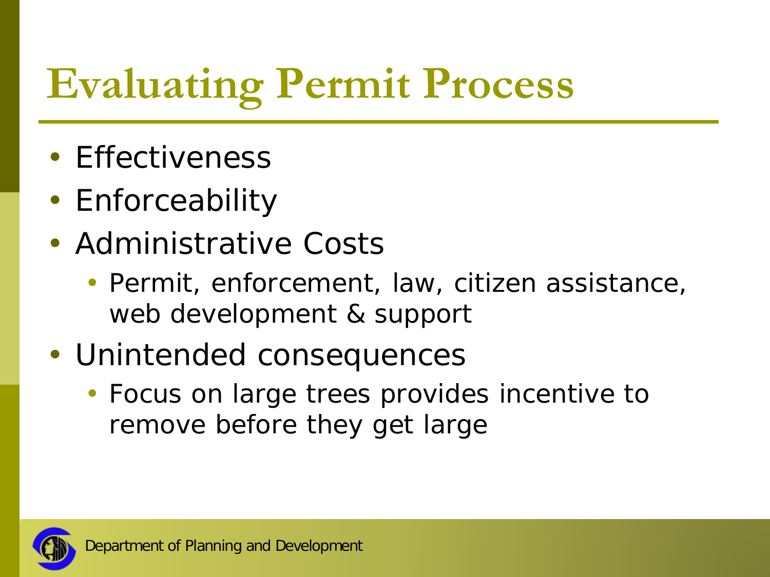# Evaluating Permit Process

- Effectiveness
- Enforceability
- Administrative Costs
  - Permit, enforcement, law, citizen assistance, web development & support
- Unintended consequences
  - Focus on large trees provides incentive to remove before they get large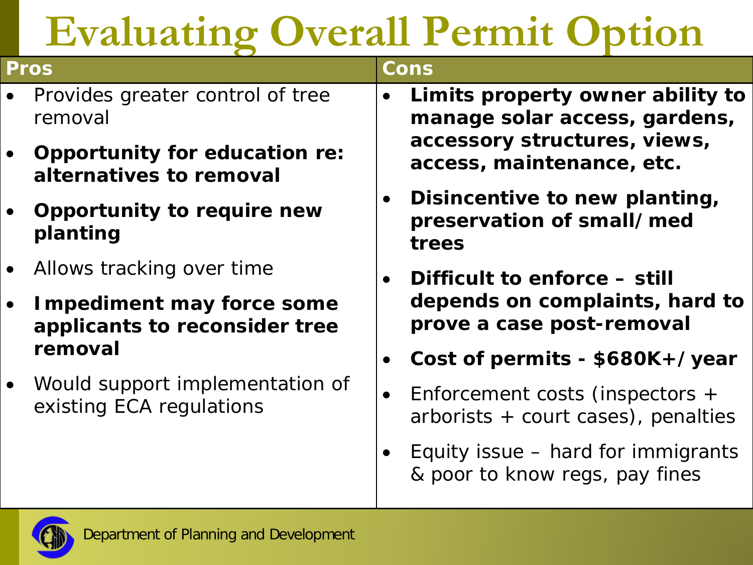# Evaluating Overall Permit Option

| Pros | Cons |
|---|---|
| • Provides greater control of tree removal<br>• **Opportunity for education re: alternatives to removal**<br>• **Opportunity to require new planting**<br>• Allows tracking over time<br>• **Impediment may force some applicants to reconsider tree removal**<br>• Would support implementation of existing ECA regulations | • **Limits property owner ability to manage solar access, gardens, accessory structures, views, access, maintenance, etc.**<br>• **Disincentive to new planting, preservation of small/med trees**<br>• **Difficult to enforce – still depends on complaints, hard to prove a case post-removal**<br>• **Cost of permits - $680K+/year**<br>• Enforcement costs (inspectors + arborists + court cases), penalties<br>• Equity issue – hard for immigrants & poor to know regs, pay fines |

Department of Planning and Development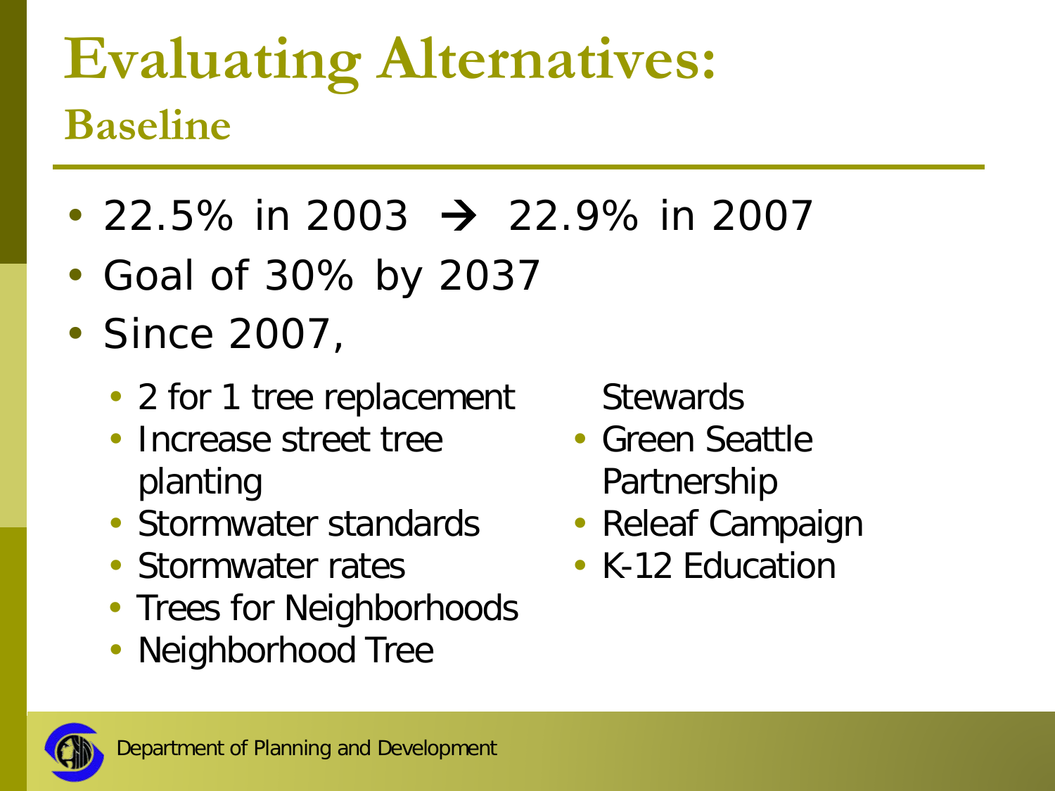# Evaluating Alternatives:

## Baseline

- 22.5% in 2003 → 22.9% in 2007
- Goal of 30% by 2037
- Since 2007,
  - 2 for 1 tree replacement
  - Increase street tree planting
  - Stormwater standards
  - Stormwater rates
  - Trees for Neighborhoods
  - Neighborhood Tree Stewards
  - Green Seattle Partnership
  - Releaf Campaign
  - K-12 Education

Department of Planning and Development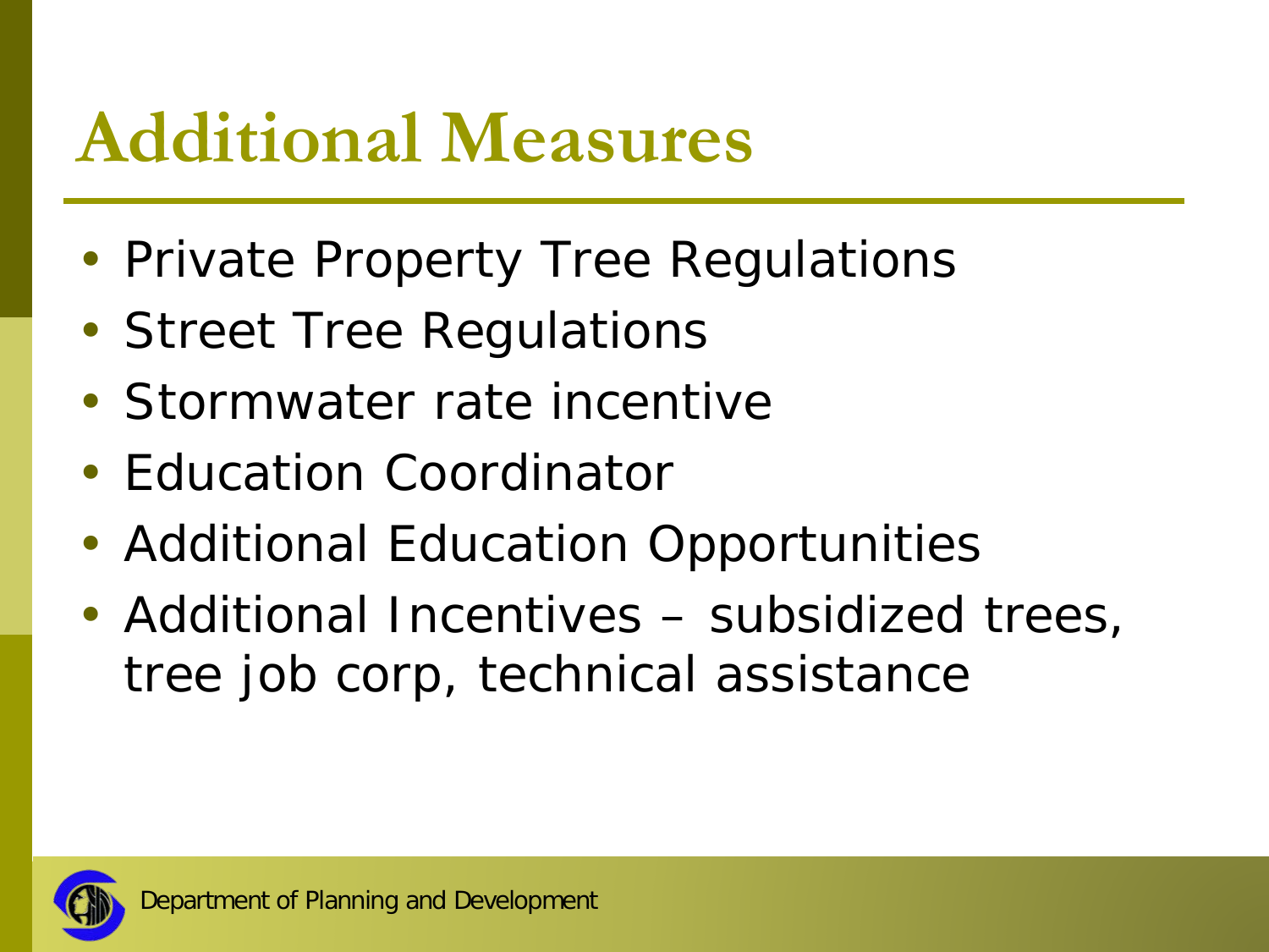# Additional Measures

- Private Property Tree Regulations
- Street Tree Regulations
- Stormwater rate incentive
- Education Coordinator
- Additional Education Opportunities
- Additional Incentives – subsidized trees, tree job corp, technical assistance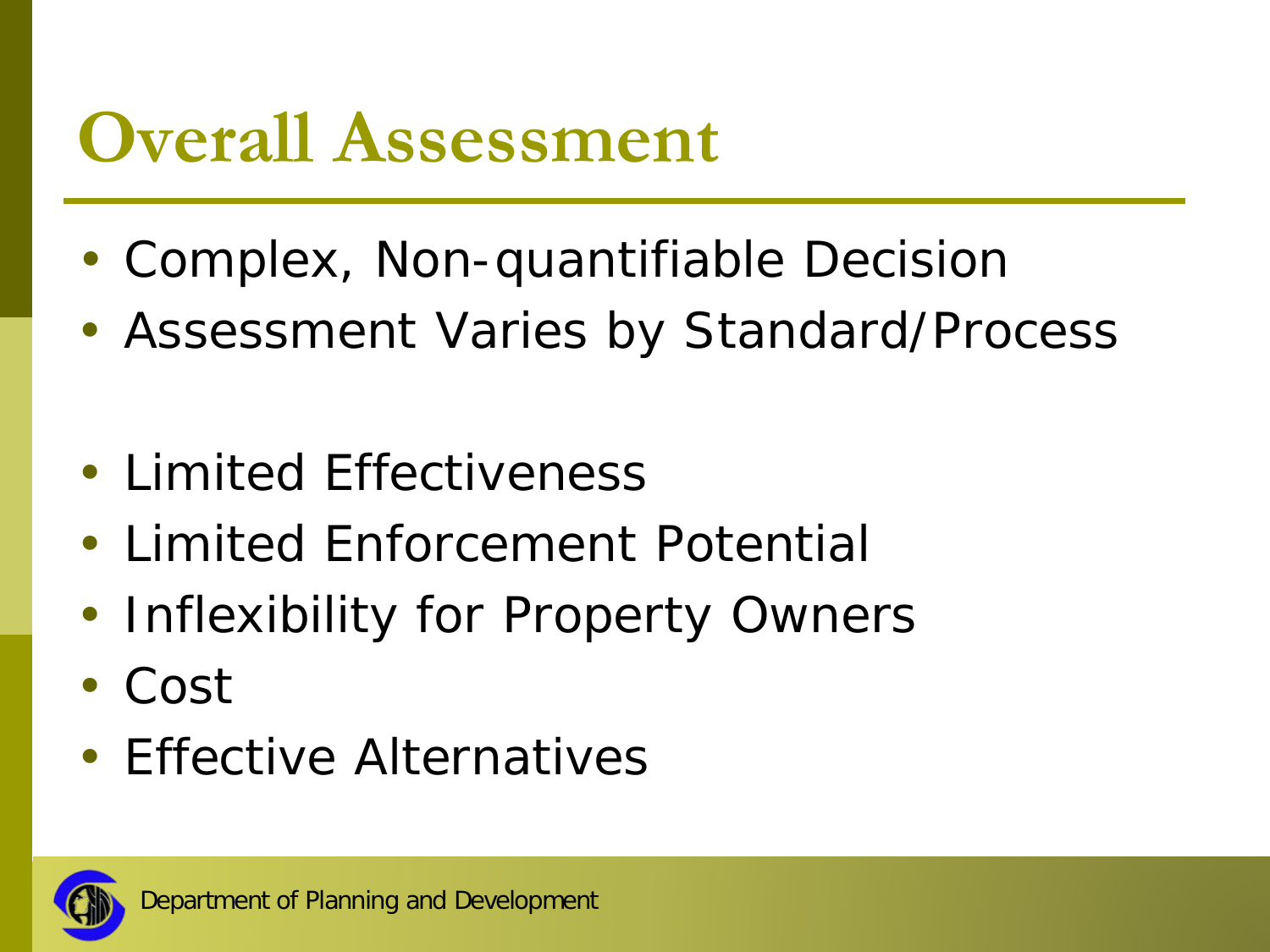# Overall Assessment

- Complex, Non-quantifiable Decision
- Assessment Varies by Standard/Process

- Limited Effectiveness
- Limited Enforcement Potential
- Inflexibility for Property Owners
- Cost
- Effective Alternatives